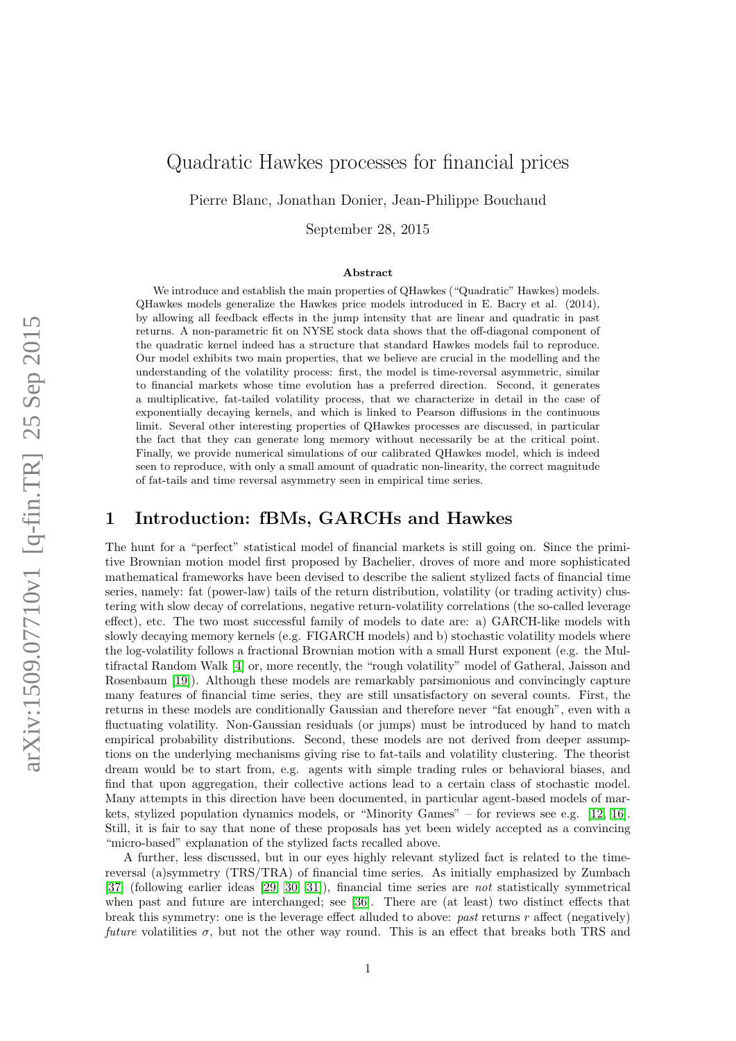# Quadratic Hawkes processes for financial prices

Pierre Blanc, Jonathan Donier, Jean-Philippe Bouchaud

September 28, 2015

### Abstract

We introduce and establish the main properties of QHawkes ("Quadratic" Hawkes) models. QHawkes models generalize the Hawkes price models introduced in E. Bacry et al. (2014), by allowing all feedback effects in the jump intensity that are linear and quadratic in past returns. A non-parametric fit on NYSE stock data shows that the off-diagonal component of the quadratic kernel indeed has a structure that standard Hawkes models fail to reproduce. Our model exhibits two main properties, that we believe are crucial in the modelling and the understanding of the volatility process: first, the model is time-reversal asymmetric, similar to financial markets whose time evolution has a preferred direction. Second, it generates a multiplicative, fat-tailed volatility process, that we characterize in detail in the case of exponentially decaying kernels, and which is linked to Pearson diffusions in the continuous limit. Several other interesting properties of QHawkes processes are discussed, in particular the fact that they can generate long memory without necessarily be at the critical point. Finally, we provide numerical simulations of our calibrated QHawkes model, which is indeed seen to reproduce, with only a small amount of quadratic non-linearity, the correct magnitude of fat-tails and time reversal asymmetry seen in empirical time series.

## 1 Introduction: fBMs, GARCHs and Hawkes

The hunt for a "perfect" statistical model of financial markets is still going on. Since the primitive Brownian motion model first proposed by Bachelier, droves of more and more sophisticated mathematical frameworks have been devised to describe the salient stylized facts of financial time series, namely: fat (power-law) tails of the return distribution, volatility (or trading activity) clustering with slow decay of correlations, negative return-volatility correlations (the so-called leverage effect), etc. The two most successful family of models to date are: a) GARCH-like models with slowly decaying memory kernels (e.g. FIGARCH models) and b) stochastic volatility models where the log-volatility follows a fractional Brownian motion with a small Hurst exponent (e.g. the Multifractal Random Walk [4] or, more recently, the "rough volatility" model of Gatheral, Jaisson and Rosenbaum [19]). Although these models are remarkably parsimonious and convincingly capture many features of financial time series, they are still unsatisfactory on several counts. First, the returns in these models are conditionally Gaussian and therefore never "fat enough", even with a fluctuating volatility. Non-Gaussian residuals (or jumps) must be introduced by hand to match empirical probability distributions. Second, these models are not derived from deeper assumptions on the underlying mechanisms giving rise to fat-tails and volatility clustering. The theorist dream would be to start from, e.g. agents with simple trading rules or behavioral biases, and find that upon aggregation, their collective actions lead to a certain class of stochastic model. Many attempts in this direction have been documented, in particular agent-based models of markets, stylized population dynamics models, or "Minority Games" – for reviews see e.g. [12, 16]. Still, it is fair to say that none of these proposals has yet been widely accepted as a convincing "micro-based" explanation of the stylized facts recalled above.

A further, less discussed, but in our eyes highly relevant stylized fact is related to the time-reversal (a)symmetry (TRS/TRA) of financial time series. As initially emphasized by Zumbach [37] (following earlier ideas [29] [30] [31]), financial time series are *not* statistically symmetrical when past and future are interchanged; see [36]. There are (at least) two distinct effects that break this symmetry: one is the leverage effect alluded to above: *past* returns $r$ affect (negatively) *future* volatilities $\sigma$, but not the other way round. This is an effect that breaks both TRS and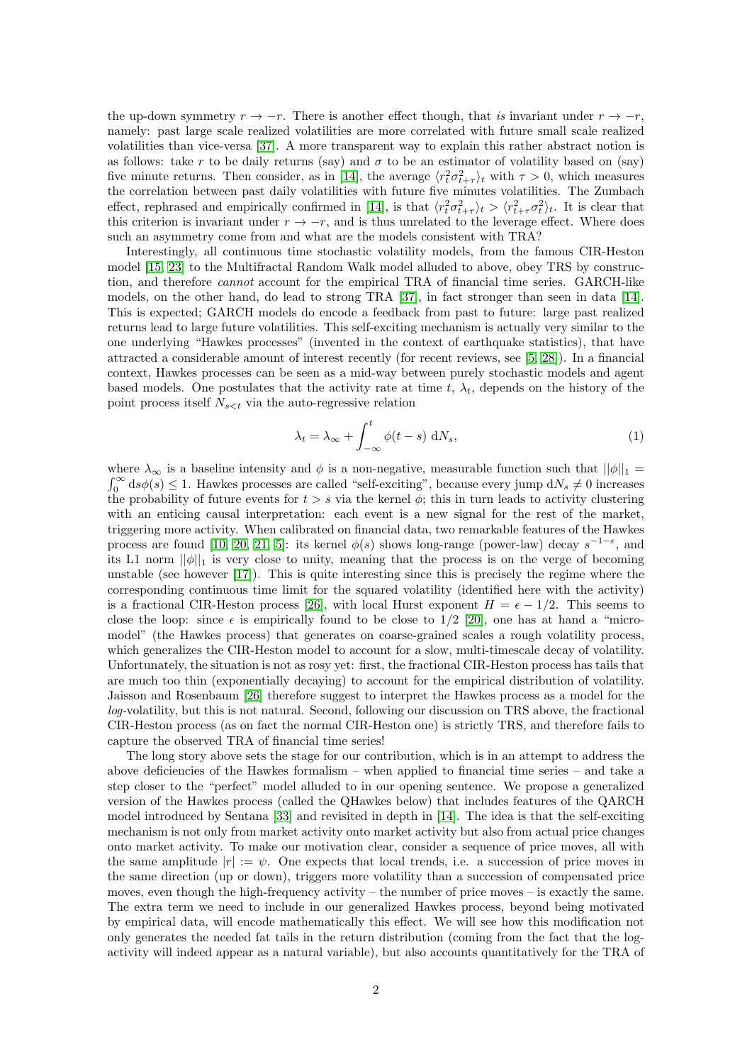the up-down symmetry $r \to -r$. There is another effect though, that *is* invariant under $r \to -r$, namely: past large scale realized volatilities are more correlated with future small scale realized volatilities than vice-versa [37]. A more transparent way to explain this rather abstract notion is as follows: take $r$ to be daily returns (say) and $\sigma$ to be an estimator of volatility based on (say) five minute returns. Then consider, as in [14], the average $\langle r_t^2 \sigma_{t+\tau}^2 \rangle_t$ with $\tau > 0$, which measures the correlation between past daily volatilities with future five minutes volatilities. The Zumbach effect, rephrased and empirically confirmed in [14], is that $\langle r_t^2 \sigma_{t+\tau}^2 \rangle_t > \langle r_{t+\tau}^2 \sigma_t^2 \rangle_t$. It is clear that this criterion is invariant under $r \to -r$, and is thus unrelated to the leverage effect. Where does such an asymmetry come from and what are the models consistent with TRA?

Interestingly, all continuous time stochastic volatility models, from the famous CIR-Heston model [15, 23] to the Multifractal Random Walk model alluded to above, obey TRS by construction, and therefore *cannot* account for the empirical TRA of financial time series. GARCH-like models, on the other hand, do lead to strong TRA [37], in fact stronger than seen in data [14]. This is expected; GARCH models do encode a feedback from past to future: large past realized returns lead to large future volatilities. This self-exciting mechanism is actually very similar to the one underlying "Hawkes processes" (invented in the context of earthquake statistics), that have attracted a considerable amount of interest recently (for recent reviews, see [5, 28]). In a financial context, Hawkes processes can be seen as a mid-way between purely stochastic models and agent based models. One postulates that the activity rate at time $t$, $\lambda_t$, depends on the history of the point process itself $N_{s<t}$ via the auto-regressive relation

$$\lambda_t = \lambda_\infty + \int_{-\infty}^{t} \phi(t-s)\, \mathrm{d}N_s, \tag{1}$$

where $\lambda_\infty$ is a baseline intensity and $\phi$ is a non-negative, measurable function such that $||\phi||_1 = \int_0^\infty \mathrm{d}s \phi(s) \le 1$. Hawkes processes are called "self-exciting", because every jump $\mathrm{d}N_s \neq 0$ increases the probability of future events for $t > s$ via the kernel $\phi$; this in turn leads to activity clustering with an enticing causal interpretation: each event is a new signal for the rest of the market, triggering more activity. When calibrated on financial data, two remarkable features of the Hawkes process are found [10, 20, 21, 5]: its kernel $\phi(s)$ shows long-range (power-law) decay $s^{-1-\epsilon}$, and its L1 norm $||\phi||_1$ is very close to unity, meaning that the process is on the verge of becoming unstable (see however [17]). This is quite interesting since this is precisely the regime where the corresponding continuous time limit for the squared volatility (identified here with the activity) is a fractional CIR-Heston process [26], with local Hurst exponent $H = \epsilon - 1/2$. This seems to close the loop: since $\epsilon$ is empirically found to be close to $1/2$ [20], one has at hand a "micro-model" (the Hawkes process) that generates on coarse-grained scales a rough volatility process, which generalizes the CIR-Heston model to account for a slow, multi-timescale decay of volatility. Unfortunately, the situation is not as rosy yet: first, the fractional CIR-Heston process has tails that are much too thin (exponentially decaying) to account for the empirical distribution of volatility. Jaisson and Rosenbaum [26] therefore suggest to interpret the Hawkes process as a model for the *log*-volatility, but this is not natural. Second, following our discussion on TRS above, the fractional CIR-Heston process (as on fact the normal CIR-Heston one) is strictly TRS, and therefore fails to capture the observed TRA of financial time series!

The long story above sets the stage for our contribution, which is in an attempt to address the above deficiencies of the Hawkes formalism – when applied to financial time series – and take a step closer to the "perfect" model alluded to in our opening sentence. We propose a generalized version of the Hawkes process (called the QHawkes below) that includes features of the QARCH model introduced by Sentana [33] and revisited in depth in [14]. The idea is that the self-exciting mechanism is not only from market activity onto market activity but also from actual price changes onto market activity. To make our motivation clear, consider a sequence of price moves, all with the same amplitude $|r| := \psi$. One expects that local trends, i.e. a succession of price moves in the same direction (up or down), triggers more volatility than a succession of compensated price moves, even though the high-frequency activity – the number of price moves – is exactly the same. The extra term we need to include in our generalized Hawkes process, beyond being motivated by empirical data, will encode mathematically this effect. We will see how this modification not only generates the needed fat tails in the return distribution (coming from the fact that the log-activity will indeed appear as a natural variable), but also accounts quantitatively for the TRA of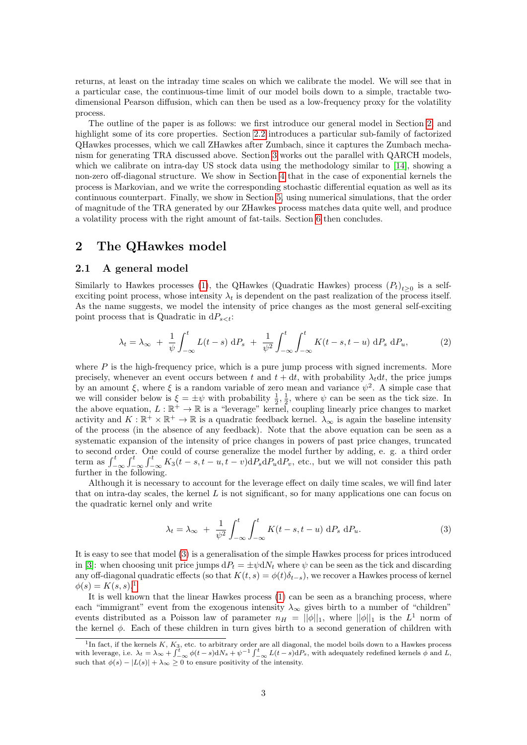returns, at least on the intraday time scales on which we calibrate the model. We will see that in a particular case, the continuous-time limit of our model boils down to a simple, tractable two-dimensional Pearson diffusion, which can then be used as a low-frequency proxy for the volatility process.

The outline of the paper is as follows: we first introduce our general model in Section 2, and highlight some of its core properties. Section 2.2 introduces a particular sub-family of factorized QHawkes processes, which we call ZHawkes after Zumbach, since it captures the Zumbach mechanism for generating TRA discussed above. Section 3 works out the parallel with QARCH models, which we calibrate on intra-day US stock data using the methodology similar to [14], showing a non-zero off-diagonal structure. We show in Section 4 that in the case of exponential kernels the process is Markovian, and we write the corresponding stochastic differential equation as well as its continuous counterpart. Finally, we show in Section 5, using numerical simulations, that the order of magnitude of the TRA generated by our ZHawkes process matches data quite well, and produce a volatility process with the right amount of fat-tails. Section 6 then concludes.

## 2 The QHawkes model

### 2.1 A general model

Similarly to Hawkes processes (1), the QHawkes (Quadratic Hawkes) process $(P_t)_{t\geq 0}$ is a self-exciting point process, whose intensity $\lambda_t$ is dependent on the past realization of the process itself. As the name suggests, we model the intensity of price changes as the most general self-exciting point process that is Quadratic in $\mathrm{d}P_{s<t}$:

$$\lambda_t = \lambda_\infty \ + \ \frac{1}{\psi}\int_{-\infty}^{t} L(t-s)\ \mathrm{d}P_s \ + \ \frac{1}{\psi^2}\int_{-\infty}^{t}\int_{-\infty}^{t} K(t-s,t-u)\ \mathrm{d}P_s\ \mathrm{d}P_u, \tag{2}$$

where $P$ is the high-frequency price, which is a pure jump process with signed increments. More precisely, whenever an event occurs between $t$ and $t+\mathrm{d}t$, with probability $\lambda_t \mathrm{d}t$, the price jumps by an amount $\xi$, where $\xi$ is a random variable of zero mean and variance $\psi^2$. A simple case that we will consider below is $\xi = \pm\psi$ with probability $\frac{1}{2}, \frac{1}{2}$, where $\psi$ can be seen as the tick size. In the above equation, $L : \mathbb{R}^+ \to \mathbb{R}$ is a "leverage" kernel, coupling linearly price changes to market activity and $K : \mathbb{R}^+ \times \mathbb{R}^+ \to \mathbb{R}$ is a quadratic feedback kernel. $\lambda_\infty$ is again the baseline intensity of the process (in the absence of any feedback). Note that the above equation can be seen as a systematic expansion of the intensity of price changes in powers of past price changes, truncated to second order. One could of course generalize the model further by adding, e. g. a third order term as $\int_{-\infty}^{t}\int_{-\infty}^{t}\int_{-\infty}^{t} K_3(t-s,t-u,t-v)\mathrm{d}P_s\mathrm{d}P_u\mathrm{d}P_v$, etc., but we will not consider this path further in the following.

Although it is necessary to account for the leverage effect on daily time scales, we will find later that on intra-day scales, the kernel $L$ is not significant, so for many applications one can focus on the quadratic kernel only and write

$$\lambda_t = \lambda_\infty \ + \ \frac{1}{\psi^2}\int_{-\infty}^{t}\int_{-\infty}^{t} K(t-s,t-u)\ \mathrm{d}P_s\ \mathrm{d}P_u. \tag{3}$$

It is easy to see that model (3) is a generalisation of the simple Hawkes process for prices introduced in [3]: when choosing unit price jumps $\mathrm{d}P_t = \pm\psi \mathrm{d}N_t$ where $\psi$ can be seen as the tick and discarding any off-diagonal quadratic effects (so that $K(t,s) = \phi(t)\delta_{t-s}$), we recover a Hawkes process of kernel $\phi(s) = K(s,s)$.[1]

It is well known that the linear Hawkes process (1) can be seen as a branching process, where each "immigrant" event from the exogenous intensity $\lambda_\infty$ gives birth to a number of "children" events distributed as a Poisson law of parameter $n_H = ||\phi||_1$, where $||\phi||_1$ is the $L^1$ norm of the kernel $\phi$. Each of these children in turn gives birth to a second generation of children with

[1] In fact, if the kernels $K$, $K_3$, etc. to arbitrary order are all diagonal, the model boils down to a Hawkes process with leverage, i.e. $\lambda_t = \lambda_\infty + \int_{-\infty}^{t}\phi(t-s)\mathrm{d}N_s + \psi^{-1}\int_{-\infty}^{t} L(t-s)\mathrm{d}P_s$, with adequately redefined kernels $\phi$ and $L$, such that $\phi(s) - |L(s)| + \lambda_\infty \geq 0$ to ensure positivity of the intensity.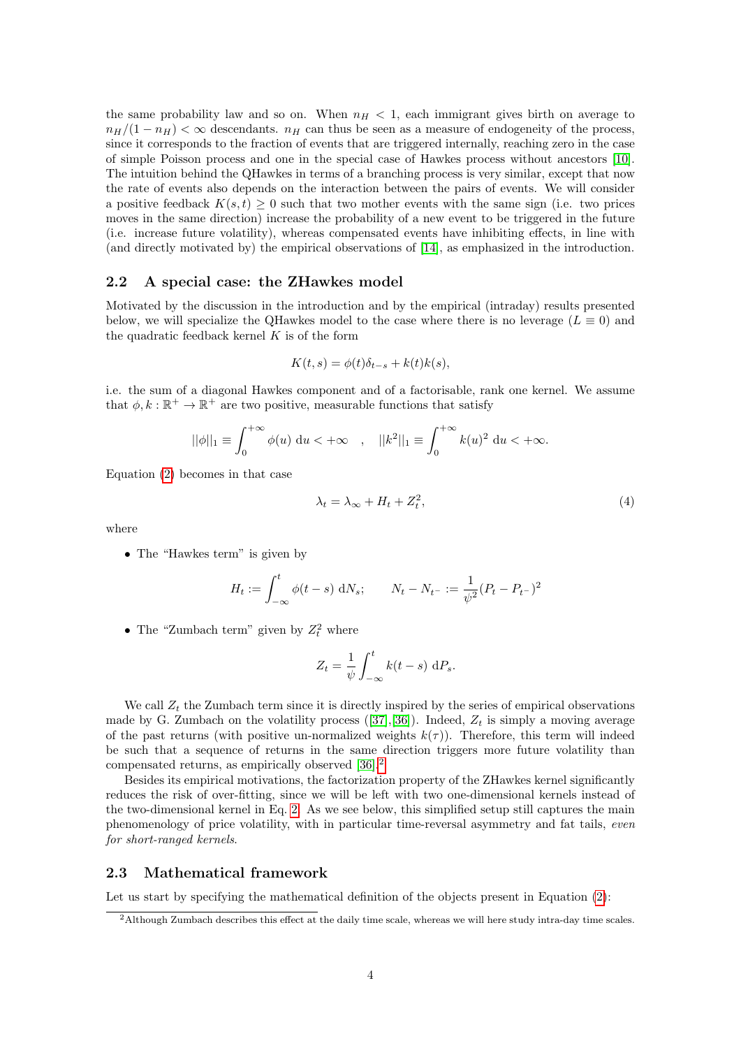the same probability law and so on. When $n_H < 1$, each immigrant gives birth on average to $n_H/(1-n_H) < \infty$ descendants. $n_H$ can thus be seen as a measure of endogeneity of the process, since it corresponds to the fraction of events that are triggered internally, reaching zero in the case of simple Poisson process and one in the special case of Hawkes process without ancestors [10]. The intuition behind the QHawkes in terms of a branching process is very similar, except that now the rate of events also depends on the interaction between the pairs of events. We will consider a positive feedback $K(s,t) \geq 0$ such that two mother events with the same sign (i.e. two prices moves in the same direction) increase the probability of a new event to be triggered in the future (i.e. increase future volatility), whereas compensated events have inhibiting effects, in line with (and directly motivated by) the empirical observations of [14], as emphasized in the introduction.

## 2.2 A special case: the ZHawkes model

Motivated by the discussion in the introduction and by the empirical (intraday) results presented below, we will specialize the QHawkes model to the case where there is no leverage ($L \equiv 0$) and the quadratic feedback kernel $K$ is of the form

$$K(t,s) = \phi(t)\delta_{t-s} + k(t)k(s),$$

i.e. the sum of a diagonal Hawkes component and of a factorisable, rank one kernel. We assume that $\phi, k : \mathbb{R}^+ \to \mathbb{R}^+$ are two positive, measurable functions that satisfy

$$||\phi||_1 \equiv \int_0^{+\infty} \phi(u)\ \mathrm{d}u < +\infty \quad , \quad ||k^2||_1 \equiv \int_0^{+\infty} k(u)^2\ \mathrm{d}u < +\infty.$$

Equation (2) becomes in that case

$$\lambda_t = \lambda_\infty + H_t + Z_t^2, \tag{4}$$

where

- The "Hawkes term" is given by

$$H_t := \int_{-\infty}^{t} \phi(t-s)\ \mathrm{d}N_s; \qquad N_t - N_{t^-} := \frac{1}{\psi^2}(P_t - P_{t^-})^2$$

- The "Zumbach term" given by $Z_t^2$ where

$$Z_t = \frac{1}{\psi}\int_{-\infty}^{t} k(t-s)\ \mathrm{d}P_s.$$

We call $Z_t$ the Zumbach term since it is directly inspired by the series of empirical observations made by G. Zumbach on the volatility process ([37],[36]). Indeed, $Z_t$ is simply a moving average of the past returns (with positive un-normalized weights $k(\tau)$). Therefore, this term will indeed be such that a sequence of returns in the same direction triggers more future volatility than compensated returns, as empirically observed [36].[2]

Besides its empirical motivations, the factorization property of the ZHawkes kernel significantly reduces the risk of over-fitting, since we will be left with two one-dimensional kernels instead of the two-dimensional kernel in Eq. 2. As we see below, this simplified setup still captures the main phenomenology of price volatility, with in particular time-reversal asymmetry and fat tails, *even for short-ranged kernels*.

## 2.3 Mathematical framework

Let us start by specifying the mathematical definition of the objects present in Equation (2):

[2] Although Zumbach describes this effect at the daily time scale, whereas we will here study intra-day time scales.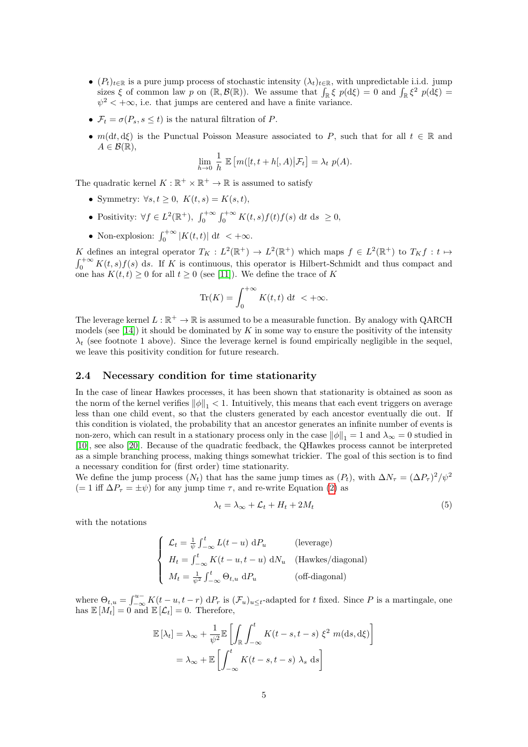- $(P_t)_{t\in\mathbb{R}}$ is a pure jump process of stochastic intensity $(\lambda_t)_{t\in\mathbb{R}}$, with unpredictable i.i.d. jump sizes $\xi$ of common law $p$ on $(\mathbb{R}, \mathcal{B}(\mathbb{R}))$. We assume that $\int_{\mathbb{R}} \xi \ p(\mathrm{d}\xi) = 0$ and $\int_{\mathbb{R}} \xi^2 \ p(\mathrm{d}\xi) = \psi^2 < +\infty$, i.e. that jumps are centered and have a finite variance.
- $\mathcal{F}_t = \sigma(P_s, s \le t)$ is the natural filtration of $P$.
- $m(\mathrm{d}t, \mathrm{d}\xi)$ is the Punctual Poisson Measure associated to $P$, such that for all $t \in \mathbb{R}$ and $A \in \mathcal{B}(\mathbb{R})$,

$$\lim_{h\to 0} \frac{1}{h} \ \mathbb{E}\left[m([t, t+h[, A) \middle| \mathcal{F}_t\right] = \lambda_t \ p(A).$$

The quadratic kernel $K : \mathbb{R}^+ \times \mathbb{R}^+ \to \mathbb{R}$ is assumed to satisfy

- Symmetry: $\forall s, t \ge 0, \ K(t, s) = K(s, t)$,
- Positivity: $\forall f \in L^2(\mathbb{R}^+), \ \int_0^{+\infty} \int_0^{+\infty} K(t, s) f(t) f(s) \ \mathrm{d}t \ \mathrm{d}s \ \ge 0$,
- Non-explosion: $\int_0^{+\infty} |K(t, t)| \ \mathrm{d}t \ < +\infty$.

$K$ defines an integral operator $T_K : L^2(\mathbb{R}^+) \to L^2(\mathbb{R}^+)$ which maps $f \in L^2(\mathbb{R}^+)$ to $T_K f : t \mapsto \int_0^{+\infty} K(t, s) f(s) \ \mathrm{d}s$. If $K$ is continuous, this operator is Hilbert-Schmidt and thus compact and one has $K(t, t) \ge 0$ for all $t \ge 0$ (see [11]). We define the trace of $K$

$$\mathrm{Tr}(K) = \int_0^{+\infty} K(t, t) \ \mathrm{d}t \ < +\infty.$$

The leverage kernel $L : \mathbb{R}^+ \to \mathbb{R}$ is assumed to be a measurable function. By analogy with QARCH models (see [14]) it should be dominated by $K$ in some way to ensure the positivity of the intensity $\lambda_t$ (see footnote 1 above). Since the leverage kernel is found empirically negligible in the sequel, we leave this positivity condition for future research.

### 2.4 Necessary condition for time stationarity

In the case of linear Hawkes processes, it has been shown that stationarity is obtained as soon as the norm of the kernel verifies $\|\phi\|_1 < 1$. Intuitively, this means that each event triggers on average less than one child event, so that the clusters generated by each ancestor eventually die out. If this condition is violated, the probability that an ancestor generates an infinite number of events is non-zero, which can result in a stationary process only in the case $\|\phi\|_1 = 1$ and $\lambda_\infty = 0$ studied in [10], see also [20]. Because of the quadratic feedback, the QHawkes process cannot be interpreted as a simple branching process, making things somewhat trickier. The goal of this section is to find a necessary condition for (first order) time stationarity.

We define the jump process $(N_t)$ that has the same jump times as $(P_t)$, with $\Delta N_\tau = (\Delta P_\tau)^2/\psi^2$ ($= 1$ iff $\Delta P_\tau = \pm\psi$) for any jump time $\tau$, and re-write Equation (2) as

$$\lambda_t = \lambda_\infty + \mathcal{L}_t + H_t + 2M_t \tag{5}$$

with the notations

$$\begin{cases} \mathcal{L}_t = \frac{1}{\psi} \int_{-\infty}^t L(t-u) \ \mathrm{d}P_u & \text{(leverage)} \\ H_t = \int_{-\infty}^t K(t-u, t-u) \ \mathrm{d}N_u & \text{(Hawkes/diagonal)} \\ M_t = \frac{1}{\psi^2} \int_{-\infty}^t \Theta_{t,u} \ \mathrm{d}P_u & \text{(off-diagonal)} \end{cases}$$

where $\Theta_{t,u} = \int_{-\infty}^{u-} K(t-u, t-r) \ \mathrm{d}P_r$ is $(\mathcal{F}_u)_{u\le t}$-adapted for $t$ fixed. Since $P$ is a martingale, one has $\mathbb{E}[M_t] = 0$ and $\mathbb{E}[\mathcal{L}_t] = 0$. Therefore,

$$\begin{aligned} \mathbb{E}[\lambda_t] &= \lambda_\infty + \frac{1}{\psi^2} \mathbb{E}\left[\int_{\mathbb{R}} \int_{-\infty}^t K(t-s, t-s) \ \xi^2 \ m(\mathrm{d}s, \mathrm{d}\xi)\right] \\ &= \lambda_\infty + \mathbb{E}\left[\int_{-\infty}^t K(t-s, t-s) \ \lambda_s \ \mathrm{d}s\right] \end{aligned}$$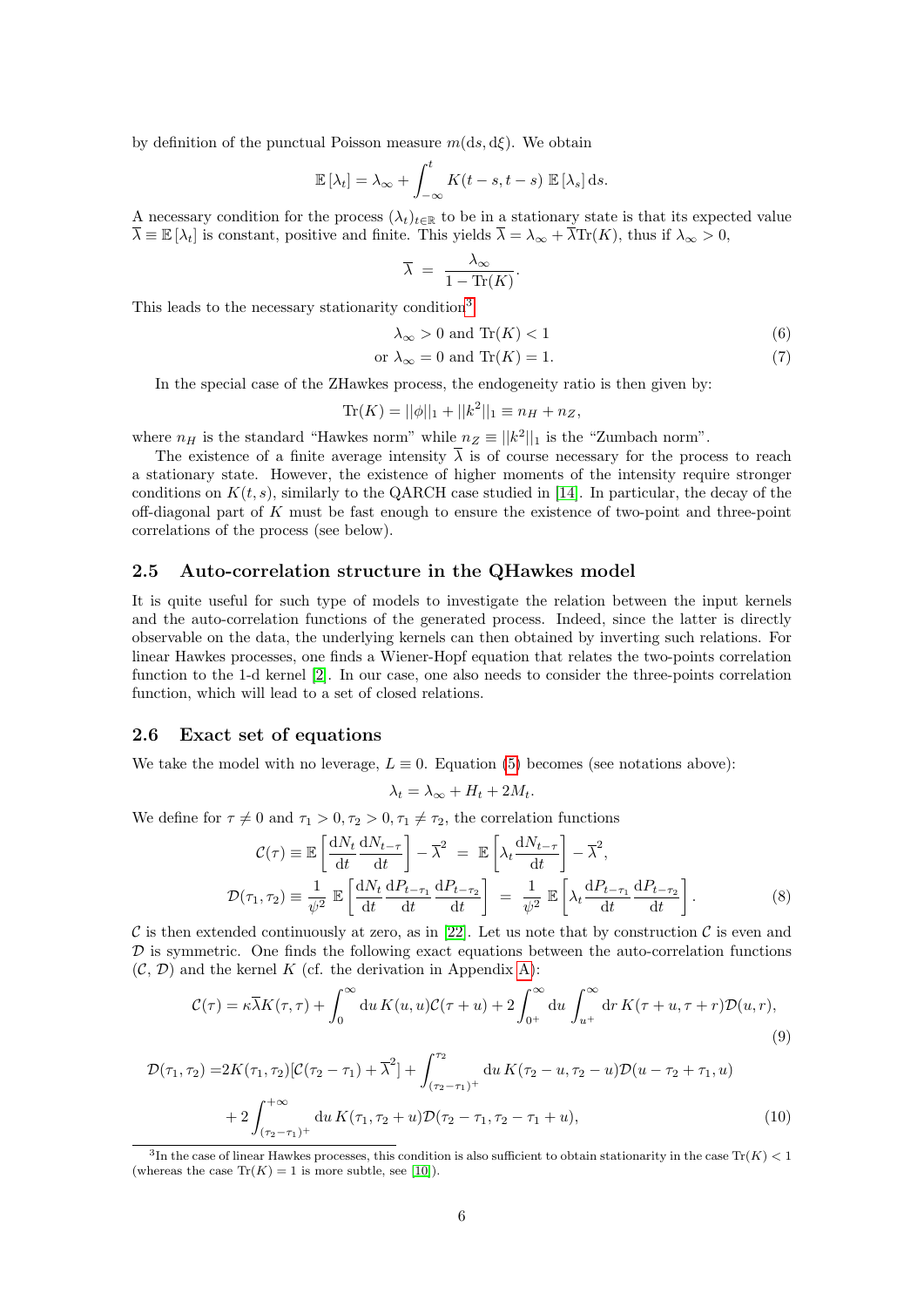by definition of the punctual Poisson measure $m(\mathrm{d}s, \mathrm{d}\xi)$. We obtain

$$\mathbb{E}\left[\lambda_t\right] = \lambda_\infty + \int_{-\infty}^{t} K(t-s, t-s)\, \mathbb{E}\left[\lambda_s\right] \mathrm{d}s.$$

A necessary condition for the process $(\lambda_t)_{t\in\mathbb{R}}$ to be in a stationary state is that its expected value $\overline{\lambda} \equiv \mathbb{E}\left[\lambda_t\right]$ is constant, positive and finite. This yields $\overline{\lambda} = \lambda_\infty + \overline{\lambda}\mathrm{Tr}(K)$, thus if $\lambda_\infty > 0$,

$$\overline{\lambda} \;=\; \frac{\lambda_\infty}{1 - \mathrm{Tr}(K)}.$$

This leads to the necessary stationarity condition[3]

$$\lambda_\infty > 0 \text{ and } \mathrm{Tr}(K) < 1 \tag{6}$$

$$\text{or } \lambda_\infty = 0 \text{ and } \mathrm{Tr}(K) = 1. \tag{7}$$

In the special case of the ZHawkes process, the endogeneity ratio is then given by:

$$\mathrm{Tr}(K) = ||\phi||_1 + ||k^2||_1 \equiv n_H + n_Z,$$

where $n_H$ is the standard "Hawkes norm" while $n_Z \equiv ||k^2||_1$ is the "Zumbach norm".

The existence of a finite average intensity $\overline{\lambda}$ is of course necessary for the process to reach a stationary state. However, the existence of higher moments of the intensity require stronger conditions on $K(t,s)$, similarly to the QARCH case studied in [14]. In particular, the decay of the off-diagonal part of $K$ must be fast enough to ensure the existence of two-point and three-point correlations of the process (see below).

## 2.5 Auto-correlation structure in the QHawkes model

It is quite useful for such type of models to investigate the relation between the input kernels and the auto-correlation functions of the generated process. Indeed, since the latter is directly observable on the data, the underlying kernels can then obtained by inverting such relations. For linear Hawkes processes, one finds a Wiener-Hopf equation that relates the two-points correlation function to the 1-d kernel [2]. In our case, one also needs to consider the three-points correlation function, which will lead to a set of closed relations.

## 2.6 Exact set of equations

We take the model with no leverage, $L \equiv 0$. Equation (5) becomes (see notations above):

$$\lambda_t = \lambda_\infty + H_t + 2M_t.$$

We define for $\tau \neq 0$ and $\tau_1 > 0, \tau_2 > 0, \tau_1 \neq \tau_2$, the correlation functions

$$\mathcal{C}(\tau) \equiv \mathbb{E}\left[\frac{\mathrm{d}N_t}{\mathrm{d}t}\frac{\mathrm{d}N_{t-\tau}}{\mathrm{d}t}\right] - \overline{\lambda}^2 \;=\; \mathbb{E}\left[\lambda_t \frac{\mathrm{d}N_{t-\tau}}{\mathrm{d}t}\right] - \overline{\lambda}^2,$$

$$\mathcal{D}(\tau_1, \tau_2) \equiv \frac{1}{\psi^2}\; \mathbb{E}\left[\frac{\mathrm{d}N_t}{\mathrm{d}t}\frac{\mathrm{d}P_{t-\tau_1}}{\mathrm{d}t}\frac{\mathrm{d}P_{t-\tau_2}}{\mathrm{d}t}\right] \;=\; \frac{1}{\psi^2}\; \mathbb{E}\left[\lambda_t \frac{\mathrm{d}P_{t-\tau_1}}{\mathrm{d}t}\frac{\mathrm{d}P_{t-\tau_2}}{\mathrm{d}t}\right]. \tag{8}$$

$\mathcal{C}$ is then extended continuously at zero, as in [22]. Let us note that by construction $\mathcal{C}$ is even and $\mathcal{D}$ is symmetric. One finds the following exact equations between the auto-correlation functions ($\mathcal{C}$, $\mathcal{D}$) and the kernel $K$ (cf. the derivation in Appendix A):

$$\mathcal{C}(\tau) = \kappa\overline{\lambda}K(\tau,\tau) + \int_0^\infty \mathrm{d}u\, K(u,u)\mathcal{C}(\tau+u) + 2\int_{0^+}^\infty \mathrm{d}u \int_{u^+}^\infty \mathrm{d}r\, K(\tau+u, \tau+r)\mathcal{D}(u,r), \tag{9}$$

$$\begin{aligned}\mathcal{D}(\tau_1,\tau_2) =\,& 2K(\tau_1,\tau_2)[\mathcal{C}(\tau_2-\tau_1) + \overline{\lambda}^2] + \int_{(\tau_2-\tau_1)^+}^{\tau_2} \mathrm{d}u\, K(\tau_2-u, \tau_2-u)\mathcal{D}(u-\tau_2+\tau_1, u) \\ &+ 2\int_{(\tau_2-\tau_1)^+}^{+\infty} \mathrm{d}u\, K(\tau_1, \tau_2+u)\mathcal{D}(\tau_2-\tau_1, \tau_2-\tau_1+u),\end{aligned} \tag{10}$$

[3] In the case of linear Hawkes processes, this condition is also sufficient to obtain stationarity in the case $\mathrm{Tr}(K) < 1$ (whereas the case $\mathrm{Tr}(K) = 1$ is more subtle, see [10]).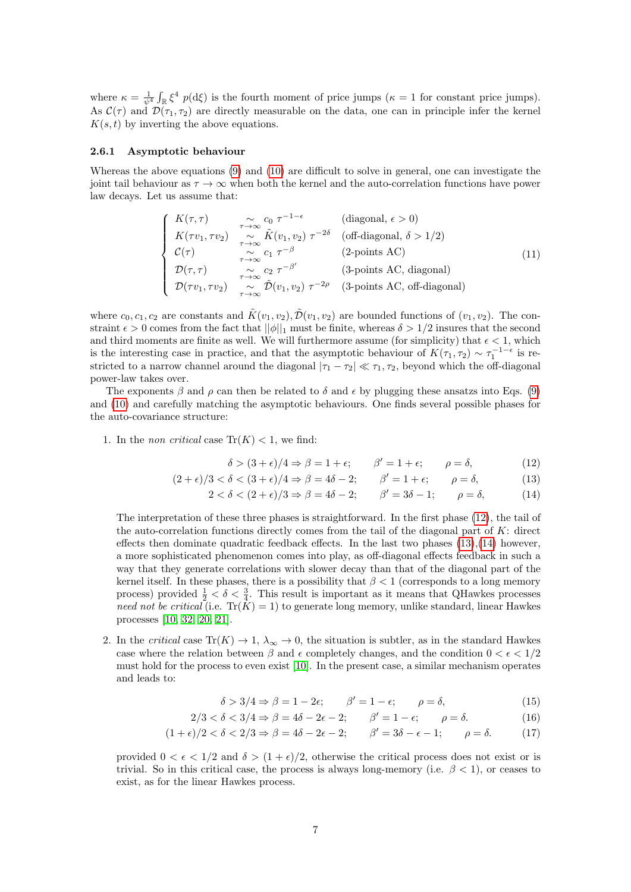where $\kappa = \frac{1}{\psi^4}\int_{\mathbb{R}} \xi^4 \; p(\mathrm{d}\xi)$ is the fourth moment of price jumps ($\kappa = 1$ for constant price jumps). As $\mathcal{C}(\tau)$ and $\mathcal{D}(\tau_1, \tau_2)$ are directly measurable on the data, one can in principle infer the kernel $K(s,t)$ by inverting the above equations.

### 2.6.1 Asymptotic behaviour

Whereas the above equations (9) and (10) are difficult to solve in general, one can investigate the joint tail behaviour as $\tau \to \infty$ when both the kernel and the auto-correlation functions have power law decays. Let us assume that:

$$
\begin{cases}
K(\tau,\tau) & \underset{\tau\to\infty}{\sim} c_0 \; \tau^{-1-\epsilon} & \text{(diagonal, } \epsilon > 0\text{)} \\
K(\tau v_1, \tau v_2) & \underset{\tau\to\infty}{\sim} \tilde{K}(v_1, v_2) \; \tau^{-2\delta} & \text{(off-diagonal, } \delta > 1/2\text{)} \\
\mathcal{C}(\tau) & \underset{\tau\to\infty}{\sim} c_1 \; \tau^{-\beta} & \text{(2-points AC)} \\
\mathcal{D}(\tau,\tau) & \underset{\tau\to\infty}{\sim} c_2 \; \tau^{-\beta'} & \text{(3-points AC, diagonal)} \\
\mathcal{D}(\tau v_1, \tau v_2) & \underset{\tau\to\infty}{\sim} \tilde{\mathcal{D}}(v_1, v_2) \; \tau^{-2\rho} & \text{(3-points AC, off-diagonal)}
\end{cases}
\tag{11}
$$

where $c_0, c_1, c_2$ are constants and $\tilde{K}(v_1, v_2), \tilde{\mathcal{D}}(v_1, v_2)$ are bounded functions of $(v_1, v_2)$. The constraint $\epsilon > 0$ comes from the fact that $||\phi||_1$ must be finite, whereas $\delta > 1/2$ insures that the second and third moments are finite as well. We will furthermore assume (for simplicity) that $\epsilon < 1$, which is the interesting case in practice, and that the asymptotic behaviour of $K(\tau_1, \tau_2) \sim \tau_1^{-1-\epsilon}$ is restricted to a narrow channel around the diagonal $|\tau_1 - \tau_2| \ll \tau_1, \tau_2$, beyond which the off-diagonal power-law takes over.

The exponents $\beta$ and $\rho$ can then be related to $\delta$ and $\epsilon$ by plugging these ansatzs into Eqs. (9) and (10) and carefully matching the asymptotic behaviours. One finds several possible phases for the auto-covariance structure:

1. In the *non critical* case $\mathrm{Tr}(K) < 1$, we find:

$$\delta > (3+\epsilon)/4 \Rightarrow \beta = 1+\epsilon; \qquad \beta' = 1+\epsilon; \qquad \rho = \delta, \tag{12}$$

$$(2+\epsilon)/3 < \delta < (3+\epsilon)/4 \Rightarrow \beta = 4\delta - 2; \qquad \beta' = 1+\epsilon; \qquad \rho = \delta, \tag{13}$$

$$2 < \delta < (2+\epsilon)/3 \Rightarrow \beta = 4\delta - 2; \qquad \beta' = 3\delta - 1; \qquad \rho = \delta, \tag{14}$$

   The interpretation of these three phases is straightforward. In the first phase (12), the tail of the auto-correlation functions directly comes from the tail of the diagonal part of $K$: direct effects then dominate quadratic feedback effects. In the last two phases (13),(14) however, a more sophisticated phenomenon comes into play, as off-diagonal effects feedback in such a way that they generate correlations with slower decay than that of the diagonal part of the kernel itself. In these phases, there is a possibility that $\beta < 1$ (corresponds to a long memory process) provided $\frac{1}{2} < \delta < \frac{3}{4}$. This result is important as it means that QHawkes processes *need not be critical* (i.e. $\mathrm{Tr}(K) = 1$) to generate long memory, unlike standard, linear Hawkes processes [10, 32, 20, 21].

2. In the *critical* case $\mathrm{Tr}(K) \to 1$, $\lambda_\infty \to 0$, the situation is subtler, as in the standard Hawkes case where the relation between $\beta$ and $\epsilon$ completely changes, and the condition $0 < \epsilon < 1/2$ must hold for the process to even exist [10]. In the present case, a similar mechanism operates and leads to:

$$\delta > 3/4 \Rightarrow \beta = 1 - 2\epsilon; \qquad \beta' = 1 - \epsilon; \qquad \rho = \delta, \tag{15}$$

$$2/3 < \delta < 3/4 \Rightarrow \beta = 4\delta - 2\epsilon - 2; \qquad \beta' = 1 - \epsilon; \qquad \rho = \delta. \tag{16}$$

$$(1+\epsilon)/2 < \delta < 2/3 \Rightarrow \beta = 4\delta - 2\epsilon - 2; \qquad \beta' = 3\delta - \epsilon - 1; \qquad \rho = \delta. \tag{17}$$

   provided $0 < \epsilon < 1/2$ and $\delta > (1+\epsilon)/2$, otherwise the critical process does not exist or is trivial. So in this critical case, the process is always long-memory (i.e. $\beta < 1$), or ceases to exist, as for the linear Hawkes process.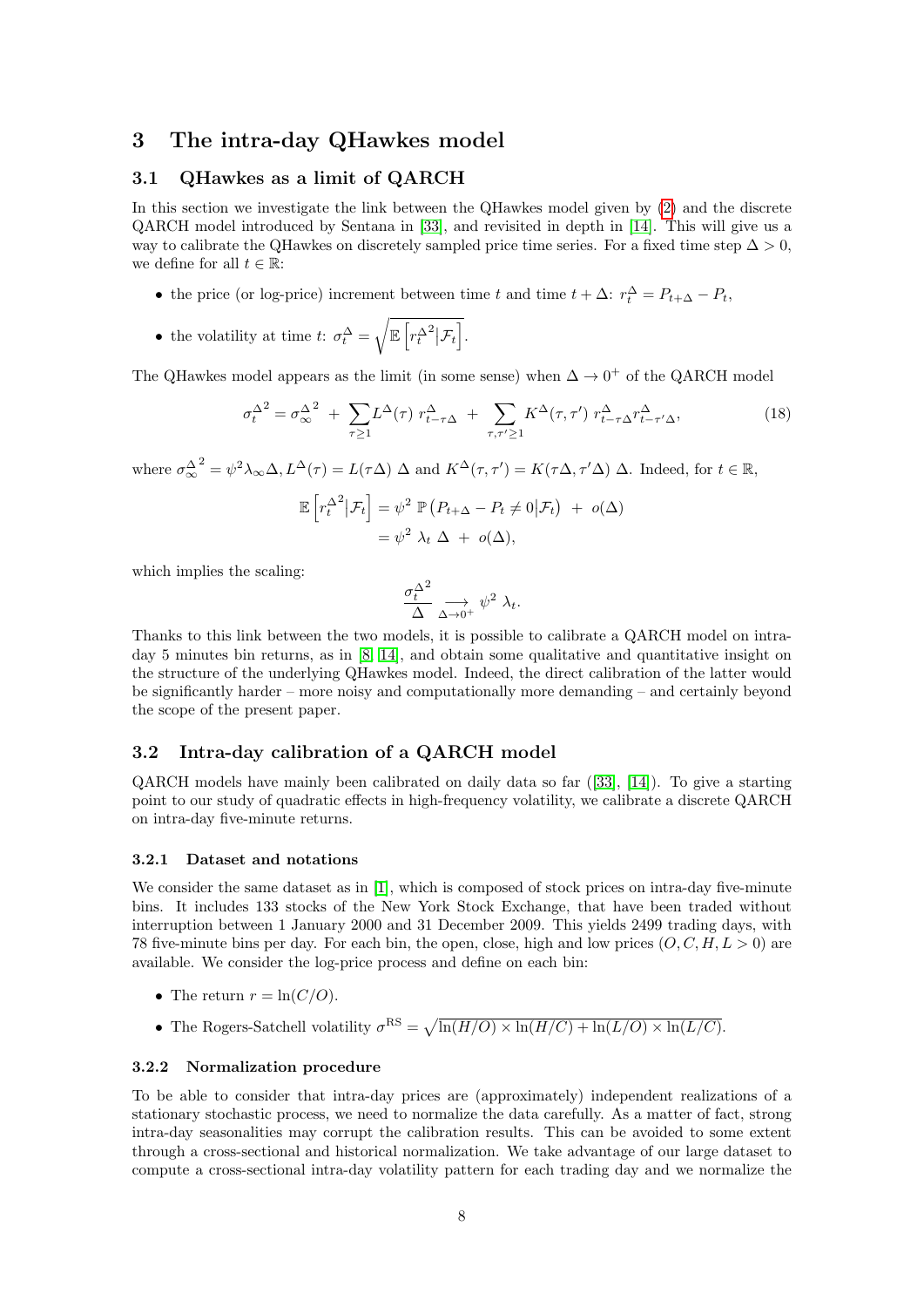# 3 The intra-day QHawkes model

## 3.1 QHawkes as a limit of QARCH

In this section we investigate the link between the QHawkes model given by (2) and the discrete QARCH model introduced by Sentana in [33], and revisited in depth in [14]. This will give us a way to calibrate the QHawkes on discretely sampled price time series. For a fixed time step $\Delta > 0$, we define for all $t \in \mathbb{R}$:

- the price (or log-price) increment between time $t$ and time $t+\Delta$: $r_t^\Delta = P_{t+\Delta} - P_t$,
- the volatility at time $t$: $\sigma_t^\Delta = \sqrt{\mathbb{E}\left[{r_t^\Delta}^2 \middle| \mathcal{F}_t\right]}$.

The QHawkes model appears as the limit (in some sense) when $\Delta \to 0^+$ of the QARCH model

$$
{\sigma_t^\Delta}^2 = {\sigma_\infty^\Delta}^2 \; + \; \sum_{\tau \geq 1} L^\Delta(\tau) \; r_{t-\tau\Delta}^\Delta \; + \; \sum_{\tau,\tau' \geq 1} K^\Delta(\tau,\tau') \; r_{t-\tau\Delta}^\Delta r_{t-\tau'\Delta}^\Delta, \tag{18}
$$

where ${\sigma_\infty^\Delta}^2 = \psi^2 \lambda_\infty \Delta$, $L^\Delta(\tau) = L(\tau\Delta)\;\Delta$ and $K^\Delta(\tau,\tau') = K(\tau\Delta,\tau'\Delta)\;\Delta$. Indeed, for $t \in \mathbb{R}$,

$$
\begin{aligned}
\mathbb{E}\left[{r_t^\Delta}^2 \middle| \mathcal{F}_t\right] &= \psi^2 \; \mathbb{P}\left(P_{t+\Delta} - P_t \neq 0 \middle| \mathcal{F}_t\right) \; + \; o(\Delta) \\
&= \psi^2 \; \lambda_t \; \Delta \; + \; o(\Delta),
\end{aligned}
$$

which implies the scaling:

$$
\frac{{\sigma_t^\Delta}^2}{\Delta} \underset{\Delta \to 0^+}{\longrightarrow} \psi^2 \; \lambda_t.
$$

Thanks to this link between the two models, it is possible to calibrate a QARCH model on intra-day 5 minutes bin returns, as in [8, 14], and obtain some qualitative and quantitative insight on the structure of the underlying QHawkes model. Indeed, the direct calibration of the latter would be significantly harder – more noisy and computationally more demanding – and certainly beyond the scope of the present paper.

## 3.2 Intra-day calibration of a QARCH model

QARCH models have mainly been calibrated on daily data so far ([33], [14]). To give a starting point to our study of quadratic effects in high-frequency volatility, we calibrate a discrete QARCH on intra-day five-minute returns.

### 3.2.1 Dataset and notations

We consider the same dataset as in [1], which is composed of stock prices on intra-day five-minute bins. It includes 133 stocks of the New York Stock Exchange, that have been traded without interruption between 1 January 2000 and 31 December 2009. This yields 2499 trading days, with 78 five-minute bins per day. For each bin, the open, close, high and low prices $(O, C, H, L > 0)$ are available. We consider the log-price process and define on each bin:

- The return $r = \ln(C/O)$.
- The Rogers-Satchell volatility $\sigma^{\text{RS}} = \sqrt{\ln(H/O) \times \ln(H/C) + \ln(L/O) \times \ln(L/C)}$.

### 3.2.2 Normalization procedure

To be able to consider that intra-day prices are (approximately) independent realizations of a stationary stochastic process, we need to normalize the data carefully. As a matter of fact, strong intra-day seasonalities may corrupt the calibration results. This can be avoided to some extent through a cross-sectional and historical normalization. We take advantage of our large dataset to compute a cross-sectional intra-day volatility pattern for each trading day and we normalize the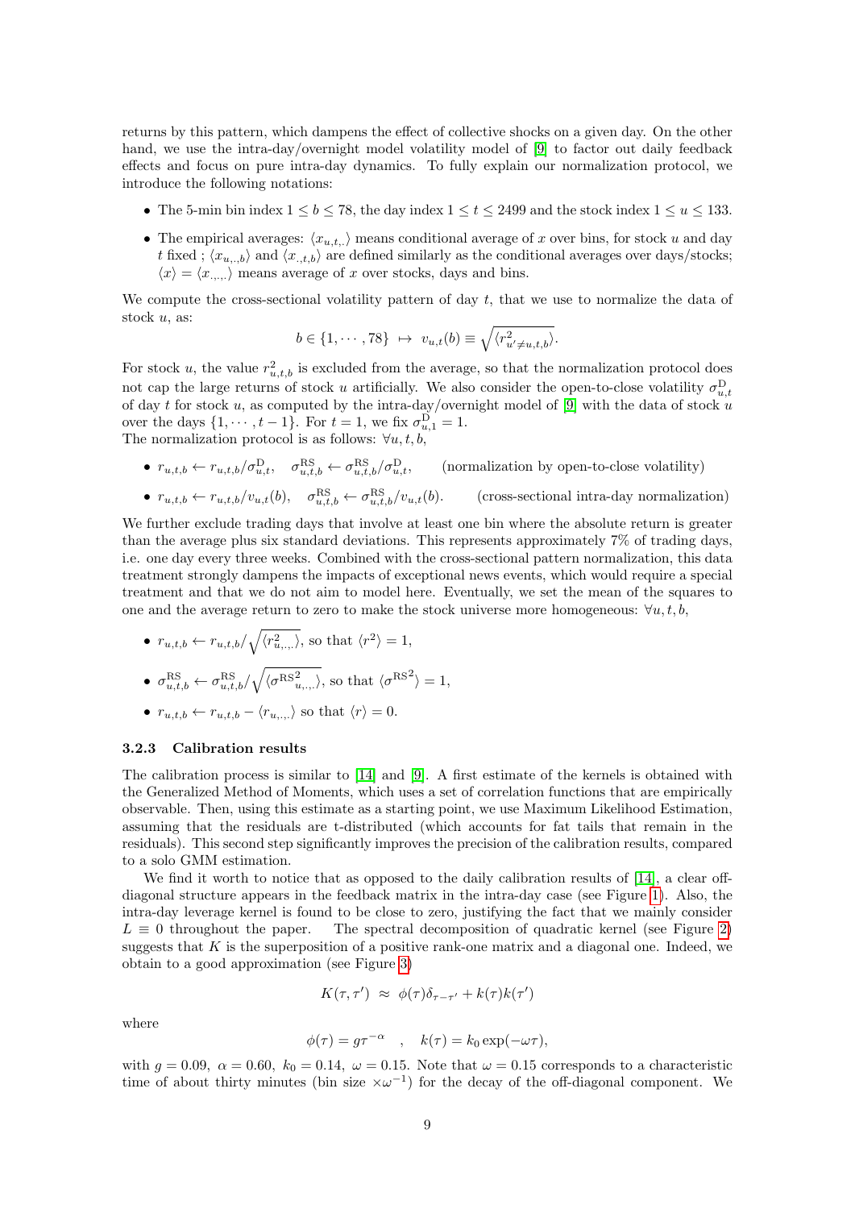returns by this pattern, which dampens the effect of collective shocks on a given day. On the other hand, we use the intra-day/overnight model volatility model of [9] to factor out daily feedback effects and focus on pure intra-day dynamics. To fully explain our normalization protocol, we introduce the following notations:

- The 5-min bin index $1 \leq b \leq 78$, the day index $1 \leq t \leq 2499$ and the stock index $1 \leq u \leq 133$.
- The empirical averages: $\langle x_{u,t,.} \rangle$ means conditional average of $x$ over bins, for stock $u$ and day $t$ fixed ; $\langle x_{u,.,b} \rangle$ and $\langle x_{.,t,b} \rangle$ are defined similarly as the conditional averages over days/stocks; $\langle x \rangle = \langle x_{.,.,.} \rangle$ means average of $x$ over stocks, days and bins.

We compute the cross-sectional volatility pattern of day $t$, that we use to normalize the data of stock $u$, as:

$$b \in \{1, \cdots, 78\} \ \mapsto \ v_{u,t}(b) \equiv \sqrt{\langle r^2_{u' \neq u,t,b} \rangle}.$$

For stock $u$, the value $r^2_{u,t,b}$ is excluded from the average, so that the normalization protocol does not cap the large returns of stock $u$ artificially. We also consider the open-to-close volatility $\sigma^{\mathrm{D}}_{u,t}$ of day $t$ for stock $u$, as computed by the intra-day/overnight model of [9] with the data of stock $u$ over the days $\{1, \cdots, t-1\}$. For $t = 1$, we fix $\sigma^{\mathrm{D}}_{u,1} = 1$.
The normalization protocol is as follows: $\forall u, t, b$,

- $r_{u,t,b} \leftarrow r_{u,t,b}/\sigma^{\mathrm{D}}_{u,t}, \quad \sigma^{\mathrm{RS}}_{u,t,b} \leftarrow \sigma^{\mathrm{RS}}_{u,t,b}/\sigma^{\mathrm{D}}_{u,t}, \qquad$ (normalization by open-to-close volatility)
- $r_{u,t,b} \leftarrow r_{u,t,b}/v_{u,t}(b), \quad \sigma^{\mathrm{RS}}_{u,t,b} \leftarrow \sigma^{\mathrm{RS}}_{u,t,b}/v_{u,t}(b). \qquad$ (cross-sectional intra-day normalization)

We further exclude trading days that involve at least one bin where the absolute return is greater than the average plus six standard deviations. This represents approximately 7% of trading days, i.e. one day every three weeks. Combined with the cross-sectional pattern normalization, this data treatment strongly dampens the impacts of exceptional news events, which would require a special treatment and that we do not aim to model here. Eventually, we set the mean of the squares to one and the average return to zero to make the stock universe more homogeneous: $\forall u, t, b$,

- $r_{u,t,b} \leftarrow r_{u,t,b}/\sqrt{\langle r^2_{u,.,.} \rangle}$, so that $\langle r^2 \rangle = 1$,
- $\sigma^{\mathrm{RS}}_{u,t,b} \leftarrow \sigma^{\mathrm{RS}}_{u,t,b}/\sqrt{\langle {\sigma^{\mathrm{RS}}}^2_{u,.,.} \rangle}$, so that $\langle {\sigma^{\mathrm{RS}}}^2 \rangle = 1$,
- $r_{u,t,b} \leftarrow r_{u,t,b} - \langle r_{u,.,.} \rangle$ so that $\langle r \rangle = 0$.

### 3.2.3 Calibration results

The calibration process is similar to [14] and [9]. A first estimate of the kernels is obtained with the Generalized Method of Moments, which uses a set of correlation functions that are empirically observable. Then, using this estimate as a starting point, we use Maximum Likelihood Estimation, assuming that the residuals are t-distributed (which accounts for fat tails that remain in the residuals). This second step significantly improves the precision of the calibration results, compared to a solo GMM estimation.

We find it worth to notice that as opposed to the daily calibration results of [14], a clear off-diagonal structure appears in the feedback matrix in the intra-day case (see Figure 1). Also, the intra-day leverage kernel is found to be close to zero, justifying the fact that we mainly consider $L \equiv 0$ throughout the paper. The spectral decomposition of quadratic kernel (see Figure 2) suggests that $K$ is the superposition of a positive rank-one matrix and a diagonal one. Indeed, we obtain to a good approximation (see Figure 3)

$$K(\tau, \tau') \ \approx \ \phi(\tau)\delta_{\tau-\tau'} + k(\tau)k(\tau')$$

where

$$\phi(\tau) = g\tau^{-\alpha} \quad , \quad k(\tau) = k_0 \exp(-\omega\tau),$$

with $g = 0.09$, $\alpha = 0.60$, $k_0 = 0.14$, $\omega = 0.15$. Note that $\omega = 0.15$ corresponds to a characteristic time of about thirty minutes (bin size $\times\omega^{-1}$) for the decay of the off-diagonal component. We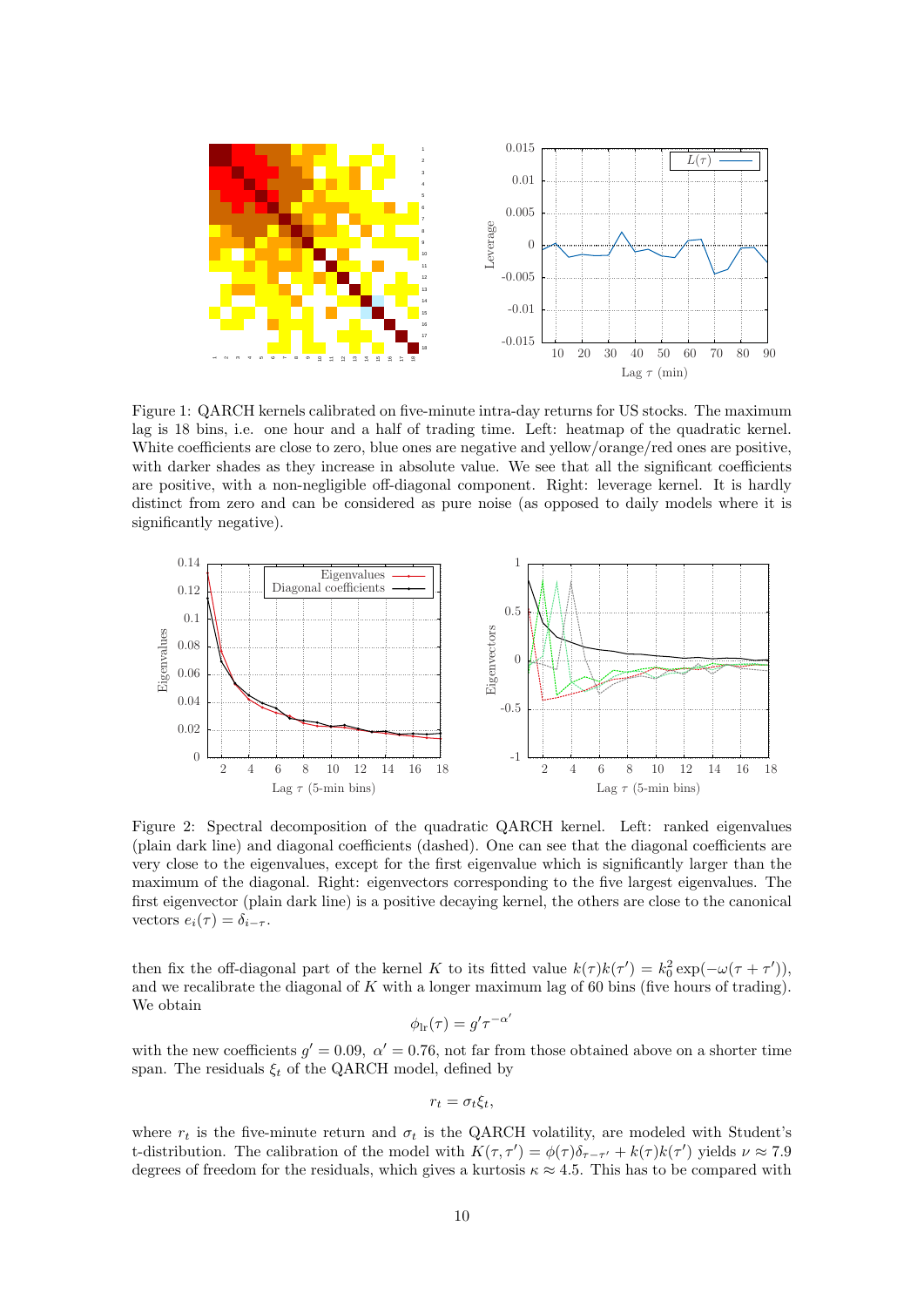Figure 1: QARCH kernels calibrated on five-minute intra-day returns for US stocks. The maximum lag is 18 bins, i.e. one hour and a half of trading time. Left: heatmap of the quadratic kernel. White coefficients are close to zero, blue ones are negative and yellow/orange/red ones are positive, with darker shades as they increase in absolute value. We see that all the significant coefficients are positive, with a non-negligible off-diagonal component. Right: leverage kernel. It is hardly distinct from zero and can be considered as pure noise (as opposed to daily models where it is significantly negative).

Figure 2: Spectral decomposition of the quadratic QARCH kernel. Left: ranked eigenvalues (plain dark line) and diagonal coefficients (dashed). One can see that the diagonal coefficients are very close to the eigenvalues, except for the first eigenvalue which is significantly larger than the maximum of the diagonal. Right: eigenvectors corresponding to the five largest eigenvalues. The first eigenvector (plain dark line) is a positive decaying kernel, the others are close to the canonical vectors $e_i(\tau) = \delta_{i-\tau}$.

then fix the off-diagonal part of the kernel $K$ to its fitted value $k(\tau)k(\tau') = k_0^2 \exp(-\omega(\tau+\tau'))$, and we recalibrate the diagonal of $K$ with a longer maximum lag of 60 bins (five hours of trading). We obtain

$$\phi_{\rm lr}(\tau) = g'\tau^{-\alpha'}$$

with the new coefficients $g' = 0.09$, $\alpha' = 0.76$, not far from those obtained above on a shorter time span. The residuals $\xi_t$ of the QARCH model, defined by

$$r_t = \sigma_t \xi_t,$$

where $r_t$ is the five-minute return and $\sigma_t$ is the QARCH volatility, are modeled with Student's t-distribution. The calibration of the model with $K(\tau,\tau') = \phi(\tau)\delta_{\tau-\tau'} + k(\tau)k(\tau')$ yields $\nu \approx 7.9$ degrees of freedom for the residuals, which gives a kurtosis $\kappa \approx 4.5$. This has to be compared with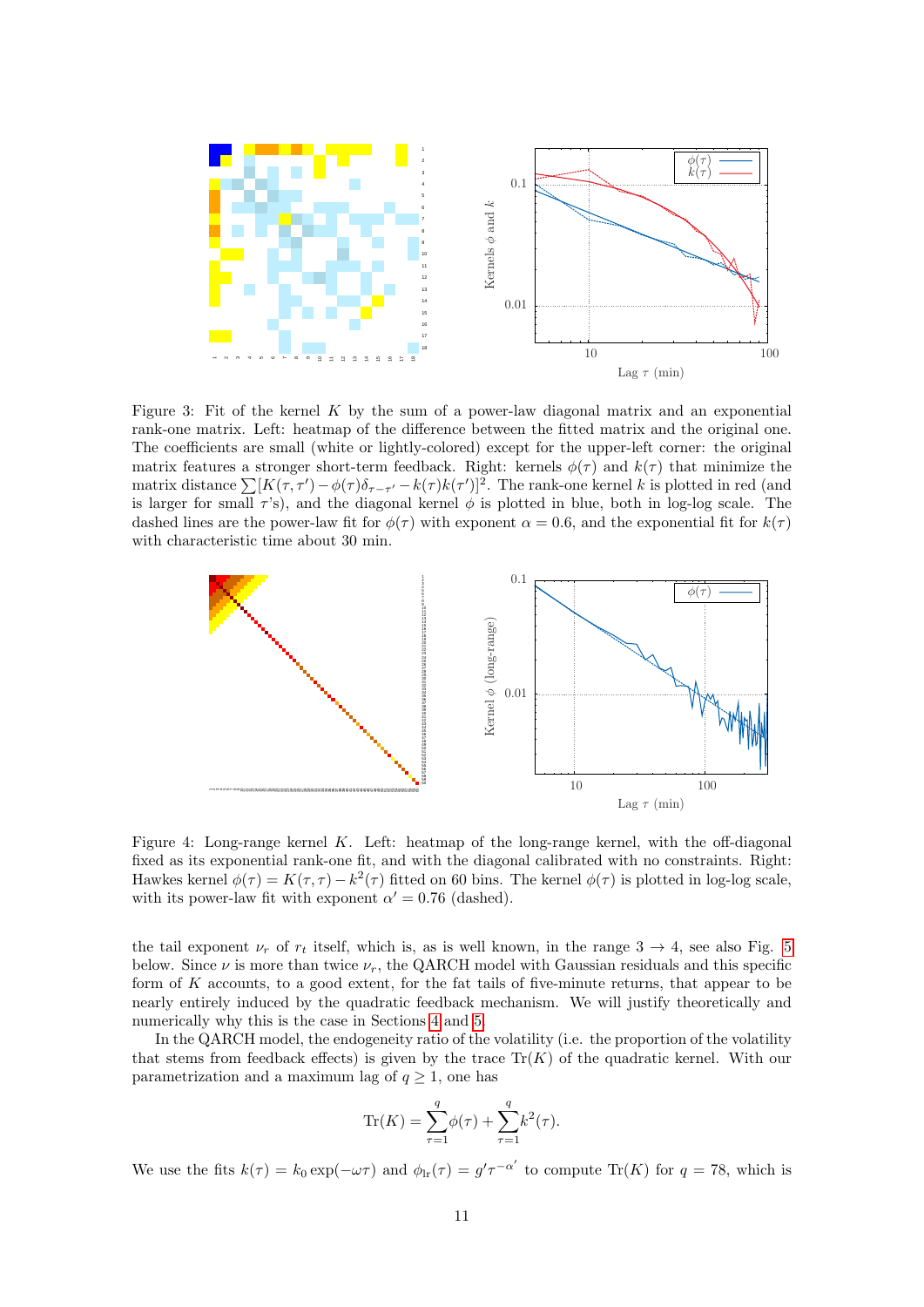Figure 3: Fit of the kernel $K$ by the sum of a power-law diagonal matrix and an exponential rank-one matrix. Left: heatmap of the difference between the fitted matrix and the original one. The coefficients are small (white or lightly-colored) except for the upper-left corner: the original matrix features a stronger short-term feedback. Right: kernels $\phi(\tau)$ and $k(\tau)$ that minimize the matrix distance $\sum[K(\tau,\tau') - \phi(\tau)\delta_{\tau-\tau'} - k(\tau)k(\tau')]^2$. The rank-one kernel $k$ is plotted in red (and is larger for small $\tau$'s), and the diagonal kernel $\phi$ is plotted in blue, both in log-log scale. The dashed lines are the power-law fit for $\phi(\tau)$ with exponent $\alpha = 0.6$, and the exponential fit for $k(\tau)$ with characteristic time about 30 min.

Figure 4: Long-range kernel $K$. Left: heatmap of the long-range kernel, with the off-diagonal fixed as its exponential rank-one fit, and with the diagonal calibrated with no constraints. Right: Hawkes kernel $\phi(\tau) = K(\tau,\tau) - k^2(\tau)$ fitted on 60 bins. The kernel $\phi(\tau)$ is plotted in log-log scale, with its power-law fit with exponent $\alpha' = 0.76$ (dashed).

the tail exponent $\nu_r$ of $r_t$ itself, which is, as is well known, in the range $3 \to 4$, see also Fig. 5 below. Since $\nu$ is more than twice $\nu_r$, the QARCH model with Gaussian residuals and this specific form of $K$ accounts, to a good extent, for the fat tails of five-minute returns, that appear to be nearly entirely induced by the quadratic feedback mechanism. We will justify theoretically and numerically why this is the case in Sections 4 and 5.

In the QARCH model, the endogeneity ratio of the volatility (i.e. the proportion of the volatility that stems from feedback effects) is given by the trace $\mathrm{Tr}(K)$ of the quadratic kernel. With our parametrization and a maximum lag of $q \geq 1$, one has

$$\mathrm{Tr}(K) = \sum_{\tau=1}^{q} \phi(\tau) + \sum_{\tau=1}^{q} k^2(\tau).$$

We use the fits $k(\tau) = k_0 \exp(-\omega\tau)$ and $\phi_{\mathrm{lr}}(\tau) = g'\tau^{-\alpha'}$ to compute $\mathrm{Tr}(K)$ for $q = 78$, which is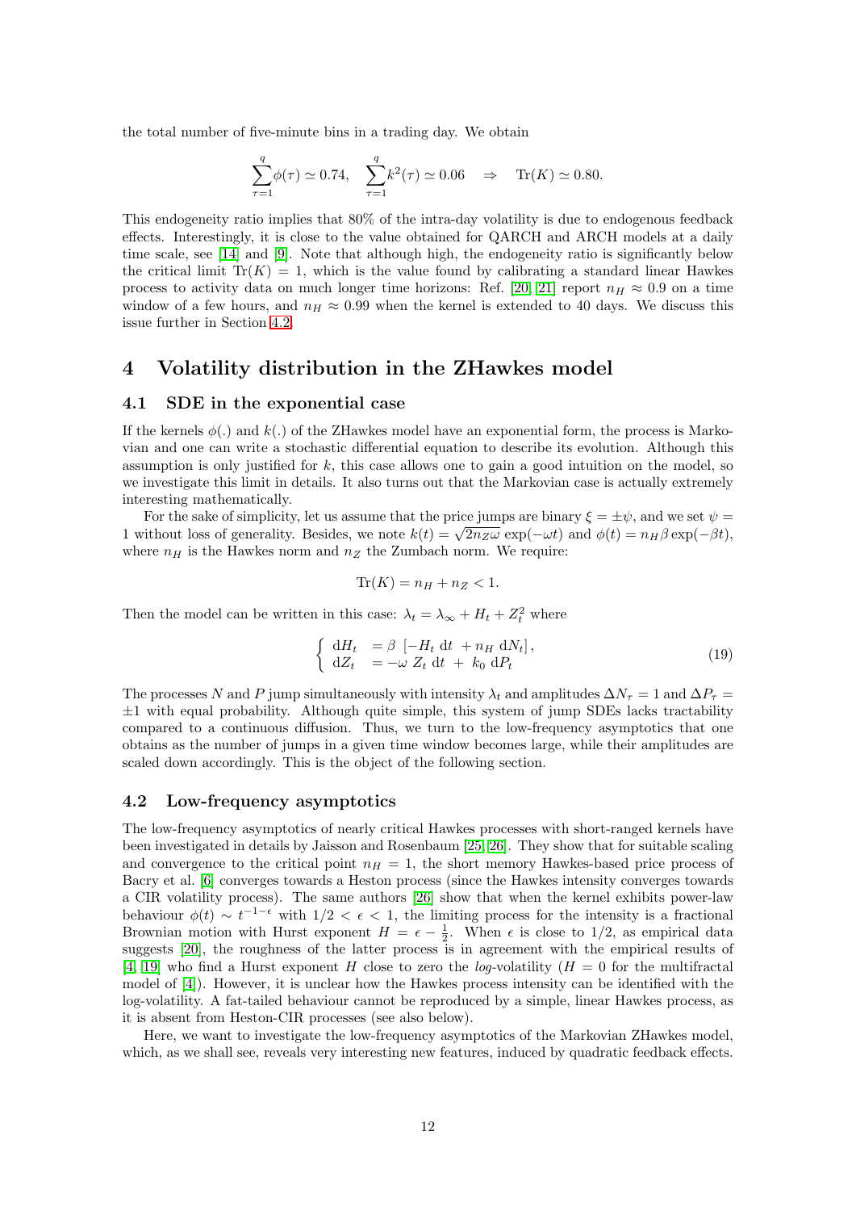the total number of five-minute bins in a trading day. We obtain

$$\sum_{\tau=1}^{q} \phi(\tau) \simeq 0.74, \quad \sum_{\tau=1}^{q} k^2(\tau) \simeq 0.06 \quad \Rightarrow \quad \mathrm{Tr}(K) \simeq 0.80.$$

This endogeneity ratio implies that 80% of the intra-day volatility is due to endogenous feedback effects. Interestingly, it is close to the value obtained for QARCH and ARCH models at a daily time scale, see [14] and [9]. Note that although high, the endogeneity ratio is significantly below the critical limit $\mathrm{Tr}(K) = 1$, which is the value found by calibrating a standard linear Hawkes process to activity data on much longer time horizons: Ref. [20, 21] report $n_H \approx 0.9$ on a time window of a few hours, and $n_H \approx 0.99$ when the kernel is extended to 40 days. We discuss this issue further in Section 4.2.

# 4 Volatility distribution in the ZHawkes model

## 4.1 SDE in the exponential case

If the kernels $\phi(.)$ and $k(.)$ of the ZHawkes model have an exponential form, the process is Markovian and one can write a stochastic differential equation to describe its evolution. Although this assumption is only justified for $k$, this case allows one to gain a good intuition on the model, so we investigate this limit in details. It also turns out that the Markovian case is actually extremely interesting mathematically.

For the sake of simplicity, let us assume that the price jumps are binary $\xi = \pm\psi$, and we set $\psi = 1$ without loss of generality. Besides, we note $k(t) = \sqrt{2n_Z\omega}\,\exp(-\omega t)$ and $\phi(t) = n_H\beta\exp(-\beta t)$, where $n_H$ is the Hawkes norm and $n_Z$ the Zumbach norm. We require:

$$\mathrm{Tr}(K) = n_H + n_Z < 1.$$

Then the model can be written in this case: $\lambda_t = \lambda_\infty + H_t + Z_t^2$ where

$$\begin{cases} \mathrm{d}H_t &= \beta\,\left[-H_t\,\mathrm{d}t\,+n_H\,\mathrm{d}N_t\right], \\ \mathrm{d}Z_t &= -\omega\,Z_t\,\mathrm{d}t\,+\,k_0\,\mathrm{d}P_t \end{cases} \tag{19}$$

The processes $N$ and $P$ jump simultaneously with intensity $\lambda_t$ and amplitudes $\Delta N_\tau = 1$ and $\Delta P_\tau = \pm 1$ with equal probability. Although quite simple, this system of jump SDEs lacks tractability compared to a continuous diffusion. Thus, we turn to the low-frequency asymptotics that one obtains as the number of jumps in a given time window becomes large, while their amplitudes are scaled down accordingly. This is the object of the following section.

## 4.2 Low-frequency asymptotics

The low-frequency asymptotics of nearly critical Hawkes processes with short-ranged kernels have been investigated in details by Jaisson and Rosenbaum [25, 26]. They show that for suitable scaling and convergence to the critical point $n_H = 1$, the short memory Hawkes-based price process of Bacry et al. [6] converges towards a Heston process (since the Hawkes intensity converges towards a CIR volatility process). The same authors [26] show that when the kernel exhibits power-law behaviour $\phi(t) \sim t^{-1-\epsilon}$ with $1/2 < \epsilon < 1$, the limiting process for the intensity is a fractional Brownian motion with Hurst exponent $H = \epsilon - \frac{1}{2}$. When $\epsilon$ is close to 1/2, as empirical data suggests [20], the roughness of the latter process is in agreement with the empirical results of [4, 19] who find a Hurst exponent $H$ close to zero the *log*-volatility ($H = 0$ for the multifractal model of [4]). However, it is unclear how the Hawkes process intensity can be identified with the log-volatility. A fat-tailed behaviour cannot be reproduced by a simple, linear Hawkes process, as it is absent from Heston-CIR processes (see also below).

Here, we want to investigate the low-frequency asymptotics of the Markovian ZHawkes model, which, as we shall see, reveals very interesting new features, induced by quadratic feedback effects.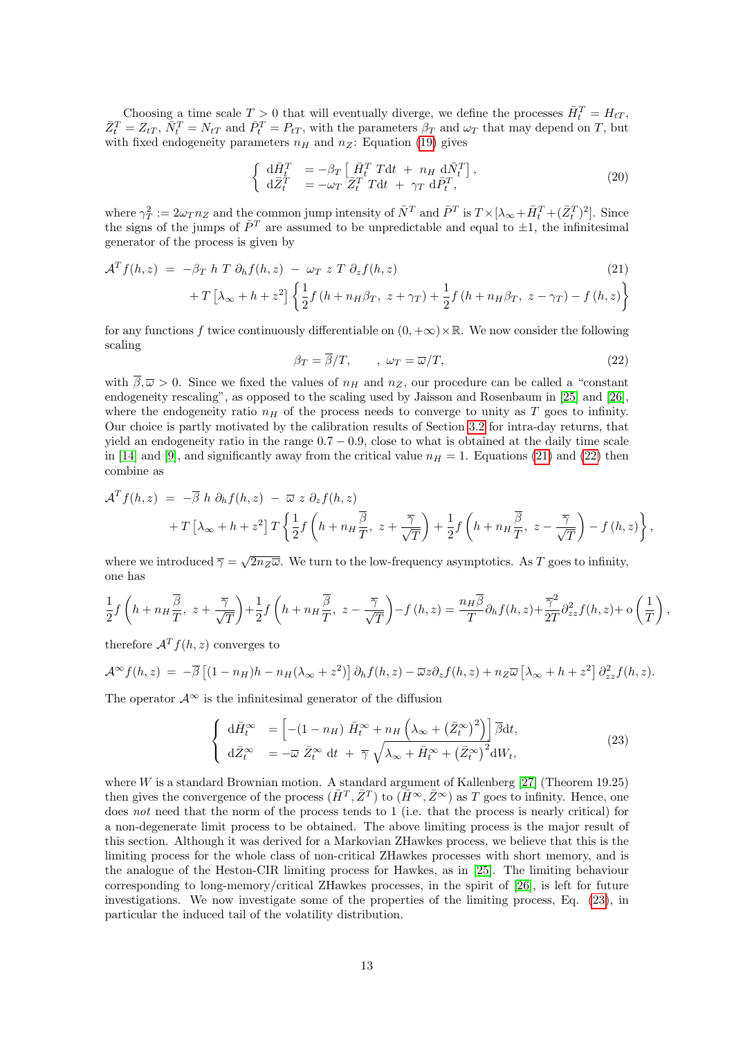Choosing a time scale $T > 0$ that will eventually diverge, we define the processes $\bar{H}_t^T = H_{tT}$, $\bar{Z}_t^T = Z_{tT}$, $\bar{N}_t^T = N_{tT}$ and $\bar{P}_t^T = P_{tT}$, with the parameters $\beta_T$ and $\omega_T$ that may depend on $T$, but with fixed endogeneity parameters $n_H$ and $n_Z$: Equation (19) gives

$$
\left\{ \begin{array}{ll} \mathrm{d}\bar{H}_t^T & = -\beta_T \left[ \bar{H}_t^T \; T\mathrm{d}t \; + \; n_H \; \mathrm{d}\bar{N}_t^T \right], \\ \mathrm{d}\bar{Z}_t^T & = -\omega_T \; \bar{Z}_t^T \; T\mathrm{d}t \; + \; \gamma_T \; \mathrm{d}\bar{P}_t^T, \end{array} \right. \tag{20}
$$

where $\gamma_T^2 := 2\omega_T n_Z$ and the common jump intensity of $\bar{N}^T$ and $\bar{P}^T$ is $T \times [\lambda_\infty + \bar{H}_t^T + (\bar{Z}_t^T)^2]$. Since the signs of the jumps of $\bar{P}^T$ are assumed to be unpredictable and equal to $\pm 1$, the infinitesimal generator of the process is given by

$$
\begin{aligned}
\mathcal{A}^T f(h,z) \;&=\; -\beta_T \; h \; T \; \partial_h f(h,z) \; - \; \omega_T \; z \; T \; \partial_z f(h,z) \qquad\qquad (21)\\
&+ T\left[\lambda_\infty + h + z^2\right] \left\{ \frac{1}{2} f\left(h + n_H \beta_T, \; z + \gamma_T\right) + \frac{1}{2} f\left(h + n_H \beta_T, \; z - \gamma_T\right) - f\left(h, z\right) \right\}
\end{aligned}
$$

for any functions $f$ twice continuously differentiable on $(0, +\infty) \times \mathbb{R}$. We now consider the following scaling

$$
\beta_T = \overline{\beta}/T, \qquad , \; \omega_T = \overline{\omega}/T, \tag{22}
$$

with $\overline{\beta}, \overline{\omega} > 0$. Since we fixed the values of $n_H$ and $n_Z$, our procedure can be called a "constant endogeneity rescaling", as opposed to the scaling used by Jaisson and Rosenbaum in [25] and [26], where the endogeneity ratio $n_H$ of the process needs to converge to unity as $T$ goes to infinity. Our choice is partly motivated by the calibration results of Section 3.2 for intra-day returns, that yield an endogeneity ratio in the range $0.7 - 0.9$, close to what is obtained at the daily time scale in [14] and [9], and significantly away from the critical value $n_H = 1$. Equations (21) and (22) then combine as

$$
\begin{aligned}
\mathcal{A}^T f(h,z) \;&=\; -\overline{\beta} \; h \; \partial_h f(h,z) \; - \; \overline{\omega} \; z \; \partial_z f(h,z) \\
&+ T\left[\lambda_\infty + h + z^2\right] T \left\{ \frac{1}{2} f\left(h + n_H \frac{\overline{\beta}}{T}, \; z + \frac{\overline{\gamma}}{\sqrt{T}}\right) + \frac{1}{2} f\left(h + n_H \frac{\overline{\beta}}{T}, \; z - \frac{\overline{\gamma}}{\sqrt{T}}\right) - f\left(h, z\right) \right\},
\end{aligned}
$$

where we introduced $\overline{\gamma} = \sqrt{2 n_Z \overline{\omega}}$. We turn to the low-frequency asymptotics. As $T$ goes to infinity, one has

$$
\frac{1}{2} f\left(h + n_H \frac{\overline{\beta}}{T}, \; z + \frac{\overline{\gamma}}{\sqrt{T}}\right) + \frac{1}{2} f\left(h + n_H \frac{\overline{\beta}}{T}, \; z - \frac{\overline{\gamma}}{\sqrt{T}}\right) - f\left(h, z\right) = \frac{n_H \overline{\beta}}{T} \partial_h f(h,z) + \frac{\overline{\gamma}^2}{2T} \partial_{zz}^2 f(h,z) + \mathrm{o}\left(\frac{1}{T}\right),
$$

therefore $\mathcal{A}^T f(h,z)$ converges to

$$
\mathcal{A}^\infty f(h,z) \;=\; -\overline{\beta}\left[(1 - n_H) h - n_H(\lambda_\infty + z^2)\right] \partial_h f(h,z) - \overline{\omega} z \partial_z f(h,z) + n_Z \overline{\omega}\left[\lambda_\infty + h + z^2\right] \partial_{zz}^2 f(h,z).
$$

The operator $\mathcal{A}^\infty$ is the infinitesimal generator of the diffusion

$$
\left\{ \begin{array}{ll} \mathrm{d}\bar{H}_t^\infty & = \left[ -(1 - n_H) \; \bar{H}_t^\infty + n_H \left( \lambda_\infty + \left( \bar{Z}_t^\infty \right)^2 \right) \right] \overline{\beta} \mathrm{d}t, \\ \mathrm{d}\bar{Z}_t^\infty & = -\overline{\omega} \; \bar{Z}_t^\infty \; \mathrm{d}t \; + \; \overline{\gamma} \; \sqrt{\lambda_\infty + \bar{H}_t^\infty + \left( \bar{Z}_t^\infty \right)^2} \mathrm{d}W_t, \end{array} \right. \tag{23}
$$

where $W$ is a standard Brownian motion. A standard argument of Kallenberg [27] (Theorem 19.25) then gives the convergence of the process $(\bar{H}^T, \bar{Z}^T)$ to $(\bar{H}^\infty, \bar{Z}^\infty)$ as $T$ goes to infinity. Hence, one does *not* need that the norm of the process tends to 1 (i.e. that the process is nearly critical) for a non-degenerate limit process to be obtained. The above limiting process is the major result of this section. Although it was derived for a Markovian ZHawkes process, we believe that this is the limiting process for the whole class of non-critical ZHawkes processes with short memory, and is the analogue of the Heston-CIR limiting process for Hawkes, as in [25]. The limiting behaviour corresponding to long-memory/critical ZHawkes processes, in the spirit of [26], is left for future investigations. We now investigate some of the properties of the limiting process, Eq. (23), in particular the induced tail of the volatility distribution.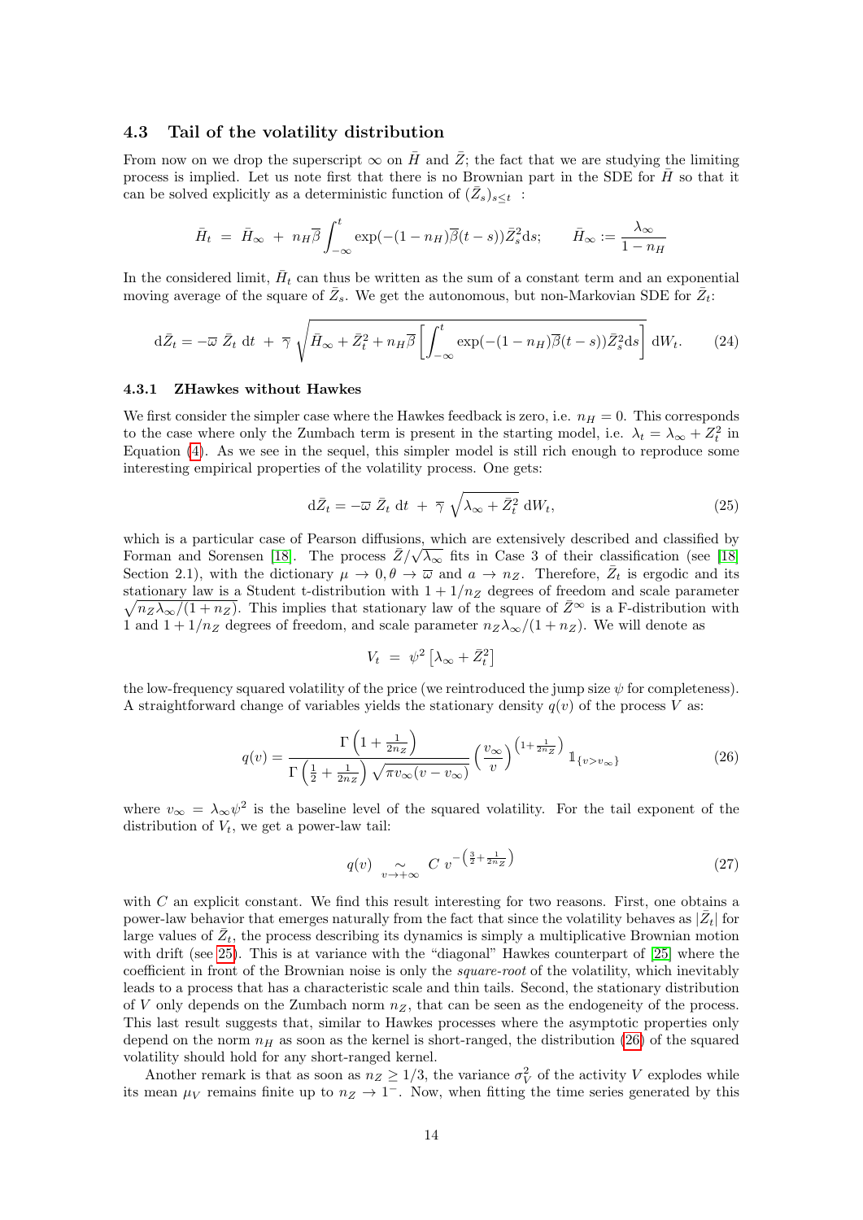### 4.3 Tail of the volatility distribution

From now on we drop the superscript $\infty$ on $\bar{H}$ and $\bar{Z}$; the fact that we are studying the limiting process is implied. Let us note first that there is no Brownian part in the SDE for $\bar{H}$ so that it can be solved explicitly as a deterministic function of $(\bar{Z}_s)_{s\leq t}$ :

$$\bar{H}_t \;=\; \bar{H}_\infty \;+\; n_H\overline{\beta}\int_{-\infty}^{t} \exp(-(1-n_H)\overline{\beta}(t-s))\bar{Z}_s^2 \mathrm{d}s; \qquad \bar{H}_\infty := \frac{\lambda_\infty}{1-n_H}$$

In the considered limit, $\bar{H}_t$ can thus be written as the sum of a constant term and an exponential moving average of the square of $\bar{Z}_s$. We get the autonomous, but non-Markovian SDE for $\bar{Z}_t$:

$$\mathrm{d}\bar{Z}_t = -\overline{\omega}\;\bar{Z}_t\;\mathrm{d}t \;+\; \overline{\gamma}\;\sqrt{\bar{H}_\infty + \bar{Z}_t^2 + n_H\overline{\beta}\left[\int_{-\infty}^{t} \exp(-(1-n_H)\overline{\beta}(t-s))\bar{Z}_s^2 \mathrm{d}s\right]}\;\mathrm{d}W_t. \tag{24}$$

#### 4.3.1 ZHawkes without Hawkes

We first consider the simpler case where the Hawkes feedback is zero, i.e. $n_H = 0$. This corresponds to the case where only the Zumbach term is present in the starting model, i.e. $\lambda_t = \lambda_\infty + Z_t^2$ in Equation (4). As we see in the sequel, this simpler model is still rich enough to reproduce some interesting empirical properties of the volatility process. One gets:

$$\mathrm{d}\bar{Z}_t = -\overline{\omega}\;\bar{Z}_t\;\mathrm{d}t \;+\; \overline{\gamma}\;\sqrt{\lambda_\infty + \bar{Z}_t^2}\;\mathrm{d}W_t, \tag{25}$$

which is a particular case of Pearson diffusions, which are extensively described and classified by Forman and Sorensen [18]. The process $\bar{Z}/\sqrt{\lambda_\infty}$ fits in Case 3 of their classification (see [18] Section 2.1), with the dictionary $\mu \to 0, \theta \to \overline{\omega}$ and $a \to n_Z$. Therefore, $\bar{Z}_t$ is ergodic and its stationary law is a Student t-distribution with $1 + 1/n_Z$ degrees of freedom and scale parameter $\sqrt{n_Z\lambda_\infty/(1+n_Z)}$. This implies that stationary law of the square of $\bar{Z}^\infty$ is a F-distribution with 1 and $1 + 1/n_Z$ degrees of freedom, and scale parameter $n_Z\lambda_\infty/(1+n_Z)$. We will denote as

$$V_t \;=\; \psi^2\left[\lambda_\infty + \bar{Z}_t^2\right]$$

the low-frequency squared volatility of the price (we reintroduced the jump size $\psi$ for completeness). A straightforward change of variables yields the stationary density $q(v)$ of the process $V$ as:

$$q(v) = \frac{\Gamma\left(1+\frac{1}{2n_Z}\right)}{\Gamma\left(\frac{1}{2}+\frac{1}{2n_Z}\right)\sqrt{\pi v_\infty(v-v_\infty)}}\left(\frac{v_\infty}{v}\right)^{\left(1+\frac{1}{2n_Z}\right)}\mathbb{1}_{\{v>v_\infty\}} \tag{26}$$

where $v_\infty = \lambda_\infty\psi^2$ is the baseline level of the squared volatility. For the tail exponent of the distribution of $V_t$, we get a power-law tail:

$$q(v) \underset{v\to+\infty}{\sim} C\; v^{-\left(\frac{3}{2}+\frac{1}{2n_Z}\right)} \tag{27}$$

with $C$ an explicit constant. We find this result interesting for two reasons. First, one obtains a power-law behavior that emerges naturally from the fact that since the volatility behaves as $|\bar{Z}_t|$ for large values of $\bar{Z}_t$, the process describing its dynamics is simply a multiplicative Brownian motion with drift (see 25). This is at variance with the "diagonal" Hawkes counterpart of [25] where the coefficient in front of the Brownian noise is only the *square-root* of the volatility, which inevitably leads to a process that has a characteristic scale and thin tails. Second, the stationary distribution of $V$ only depends on the Zumbach norm $n_Z$, that can be seen as the endogeneity of the process. This last result suggests that, similar to Hawkes processes where the asymptotic properties only depend on the norm $n_H$ as soon as the kernel is short-ranged, the distribution (26) of the squared volatility should hold for any short-ranged kernel.

Another remark is that as soon as $n_Z \geq 1/3$, the variance $\sigma_V^2$ of the activity $V$ explodes while its mean $\mu_V$ remains finite up to $n_Z \to 1^-$. Now, when fitting the time series generated by this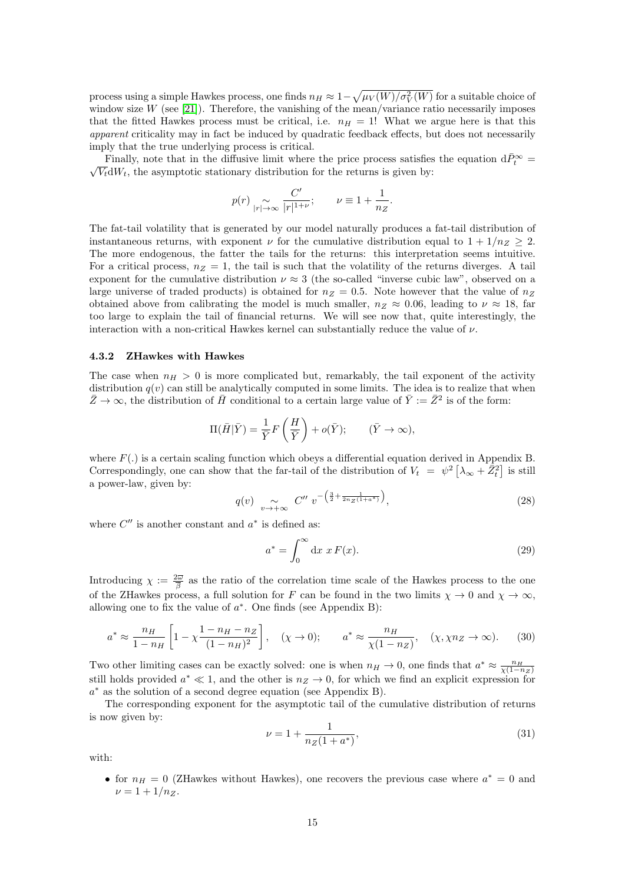process using a simple Hawkes process, one finds $n_H \approx 1-\sqrt{\mu_V(W)/\sigma_V^2(W)}$ for a suitable choice of window size $W$ (see [21]). Therefore, the vanishing of the mean/variance ratio necessarily imposes that the fitted Hawkes process must be critical, i.e. $n_H = 1$! What we argue here is that this *apparent* criticality may in fact be induced by quadratic feedback effects, but does not necessarily imply that the true underlying process is critical.

Finally, note that in the diffusive limit where the price process satisfies the equation $\mathrm{d}\bar{P}_t^\infty = \sqrt{V_t}\mathrm{d}W_t$, the asymptotic stationary distribution for the returns is given by:

$$p(r) \underset{|r|\to\infty}{\sim} \frac{C'}{|r|^{1+\nu}}; \qquad \nu \equiv 1 + \frac{1}{n_Z}.$$

The fat-tail volatility that is generated by our model naturally produces a fat-tail distribution of instantaneous returns, with exponent $\nu$ for the cumulative distribution equal to $1 + 1/n_Z \geq 2$. The more endogenous, the fatter the tails for the returns: this interpretation seems intuitive. For a critical process, $n_Z = 1$, the tail is such that the volatility of the returns diverges. A tail exponent for the cumulative distribution $\nu \approx 3$ (the so-called "inverse cubic law", observed on a large universe of traded products) is obtained for $n_Z = 0.5$. Note however that the value of $n_Z$ obtained above from calibrating the model is much smaller, $n_Z \approx 0.06$, leading to $\nu \approx 18$, far too large to explain the tail of financial returns. We will see now that, quite interestingly, the interaction with a non-critical Hawkes kernel can substantially reduce the value of $\nu$.

### 4.3.2 ZHawkes with Hawkes

The case when $n_H > 0$ is more complicated but, remarkably, the tail exponent of the activity distribution $q(v)$ can still be analytically computed in some limits. The idea is to realize that when $\bar{Z} \to \infty$, the distribution of $\bar{H}$ conditional to a certain large value of $\bar{Y} := \bar{Z}^2$ is of the form:

$$\Pi(\bar{H}|\bar{Y}) = \frac{1}{\bar{Y}} F\left(\frac{H}{\bar{Y}}\right) + o(\bar{Y}); \qquad (\bar{Y} \to \infty),$$

where $F(.)$ is a certain scaling function which obeys a differential equation derived in Appendix B. Correspondingly, one can show that the far-tail of the distribution of $V_t = \psi^2\left[\lambda_\infty + \bar{Z}_t^2\right]$ is still a power-law, given by:

$$q(v) \underset{v\to+\infty}{\sim} C''\, v^{-\left(\frac{3}{2}+\frac{1}{2n_Z(1+a^*)}\right)}, \tag{28}$$

where $C''$ is another constant and $a^*$ is defined as:

$$a^* = \int_0^\infty \mathrm{d}x\; x\, F(x). \tag{29}$$

Introducing $\chi := \frac{2\varpi}{\beta}$ as the ratio of the correlation time scale of the Hawkes process to the one of the ZHawkes process, a full solution for $F$ can be found in the two limits $\chi \to 0$ and $\chi \to \infty$, allowing one to fix the value of $a^*$. One finds (see Appendix B):

$$a^* \approx \frac{n_H}{1-n_H}\left[1 - \chi\frac{1-n_H-n_Z}{(1-n_H)^2}\right], \quad (\chi \to 0); \qquad a^* \approx \frac{n_H}{\chi(1-n_Z)}, \quad (\chi, \chi n_Z \to \infty). \tag{30}$$

Two other limiting cases can be exactly solved: one is when $n_H \to 0$, one finds that $a^* \approx \frac{n_H}{\chi(1-n_Z)}$ still holds provided $a^* \ll 1$, and the other is $n_Z \to 0$, for which we find an explicit expression for $a^*$ as the solution of a second degree equation (see Appendix B).

The corresponding exponent for the asymptotic tail of the cumulative distribution of returns is now given by:

$$\nu = 1 + \frac{1}{n_Z(1+a^*)}, \tag{31}$$

with:

- for $n_H = 0$ (ZHawkes without Hawkes), one recovers the previous case where $a^* = 0$ and $\nu = 1 + 1/n_Z$.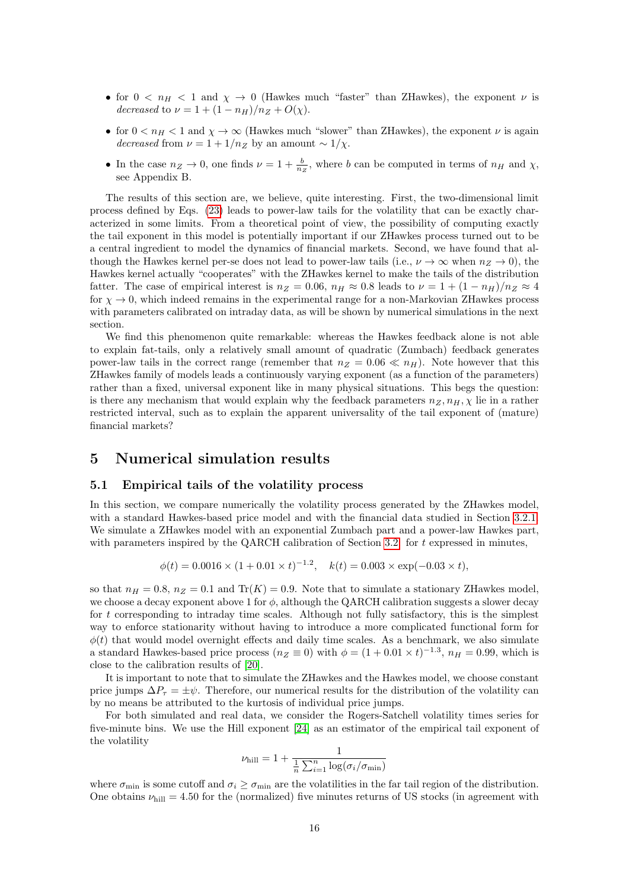- for $0 < n_H < 1$ and $\chi \to 0$ (Hawkes much "faster" than ZHawkes), the exponent $\nu$ is *decreased* to $\nu = 1 + (1 - n_H)/n_Z + O(\chi)$.
- for $0 < n_H < 1$ and $\chi \to \infty$ (Hawkes much "slower" than ZHawkes), the exponent $\nu$ is again *decreased* from $\nu = 1 + 1/n_Z$ by an amount $\sim 1/\chi$.
- In the case $n_Z \to 0$, one finds $\nu = 1 + \frac{b}{n_Z}$, where $b$ can be computed in terms of $n_H$ and $\chi$, see Appendix B.

The results of this section are, we believe, quite interesting. First, the two-dimensional limit process defined by Eqs. (23) leads to power-law tails for the volatility that can be exactly characterized in some limits. From a theoretical point of view, the possibility of computing exactly the tail exponent in this model is potentially important if our ZHawkes process turned out to be a central ingredient to model the dynamics of financial markets. Second, we have found that although the Hawkes kernel per-se does not lead to power-law tails (i.e., $\nu \to \infty$ when $n_Z \to 0$), the Hawkes kernel actually "cooperates" with the ZHawkes kernel to make the tails of the distribution fatter. The case of empirical interest is $n_Z = 0.06$, $n_H \approx 0.8$ leads to $\nu = 1 + (1 - n_H)/n_Z \approx 4$ for $\chi \to 0$, which indeed remains in the experimental range for a non-Markovian ZHawkes process with parameters calibrated on intraday data, as will be shown by numerical simulations in the next section.

We find this phenomenon quite remarkable: whereas the Hawkes feedback alone is not able to explain fat-tails, only a relatively small amount of quadratic (Zumbach) feedback generates power-law tails in the correct range (remember that $n_Z = 0.06 \ll n_H$). Note however that this ZHawkes family of models leads a continuously varying exponent (as a function of the parameters) rather than a fixed, universal exponent like in many physical situations. This begs the question: is there any mechanism that would explain why the feedback parameters $n_Z, n_H, \chi$ lie in a rather restricted interval, such as to explain the apparent universality of the tail exponent of (mature) financial markets?

# 5 Numerical simulation results

## 5.1 Empirical tails of the volatility process

In this section, we compare numerically the volatility process generated by the ZHawkes model, with a standard Hawkes-based price model and with the financial data studied in Section 3.2.1. We simulate a ZHawkes model with an exponential Zumbach part and a power-law Hawkes part, with parameters inspired by the QARCH calibration of Section 3.2 for $t$ expressed in minutes,

$$\phi(t) = 0.0016 \times (1 + 0.01 \times t)^{-1.2}, \quad k(t) = 0.003 \times \exp(-0.03 \times t),$$

so that $n_H = 0.8$, $n_Z = 0.1$ and $\mathrm{Tr}(K) = 0.9$. Note that to simulate a stationary ZHawkes model, we choose a decay exponent above 1 for $\phi$, although the QARCH calibration suggests a slower decay for $t$ corresponding to intraday time scales. Although not fully satisfactory, this is the simplest way to enforce stationarity without having to introduce a more complicated functional form for $\phi(t)$ that would model overnight effects and daily time scales. As a benchmark, we also simulate a standard Hawkes-based price process ($n_Z \equiv 0$) with $\phi = (1 + 0.01 \times t)^{-1.3}$, $n_H = 0.99$, which is close to the calibration results of [20].

It is important to note that to simulate the ZHawkes and the Hawkes model, we choose constant price jumps $\Delta P_\tau = \pm\psi$. Therefore, our numerical results for the distribution of the volatility can by no means be attributed to the kurtosis of individual price jumps.

For both simulated and real data, we consider the Rogers-Satchell volatility times series for five-minute bins. We use the Hill exponent [24] as an estimator of the empirical tail exponent of the volatility

$$\nu_{\text{hill}} = 1 + \frac{1}{\frac{1}{n}\sum_{i=1}^{n} \log(\sigma_i/\sigma_{\min})}$$

where $\sigma_{\min}$ is some cutoff and $\sigma_i \geq \sigma_{\min}$ are the volatilities in the far tail region of the distribution. One obtains $\nu_{\text{hill}} = 4.50$ for the (normalized) five minutes returns of US stocks (in agreement with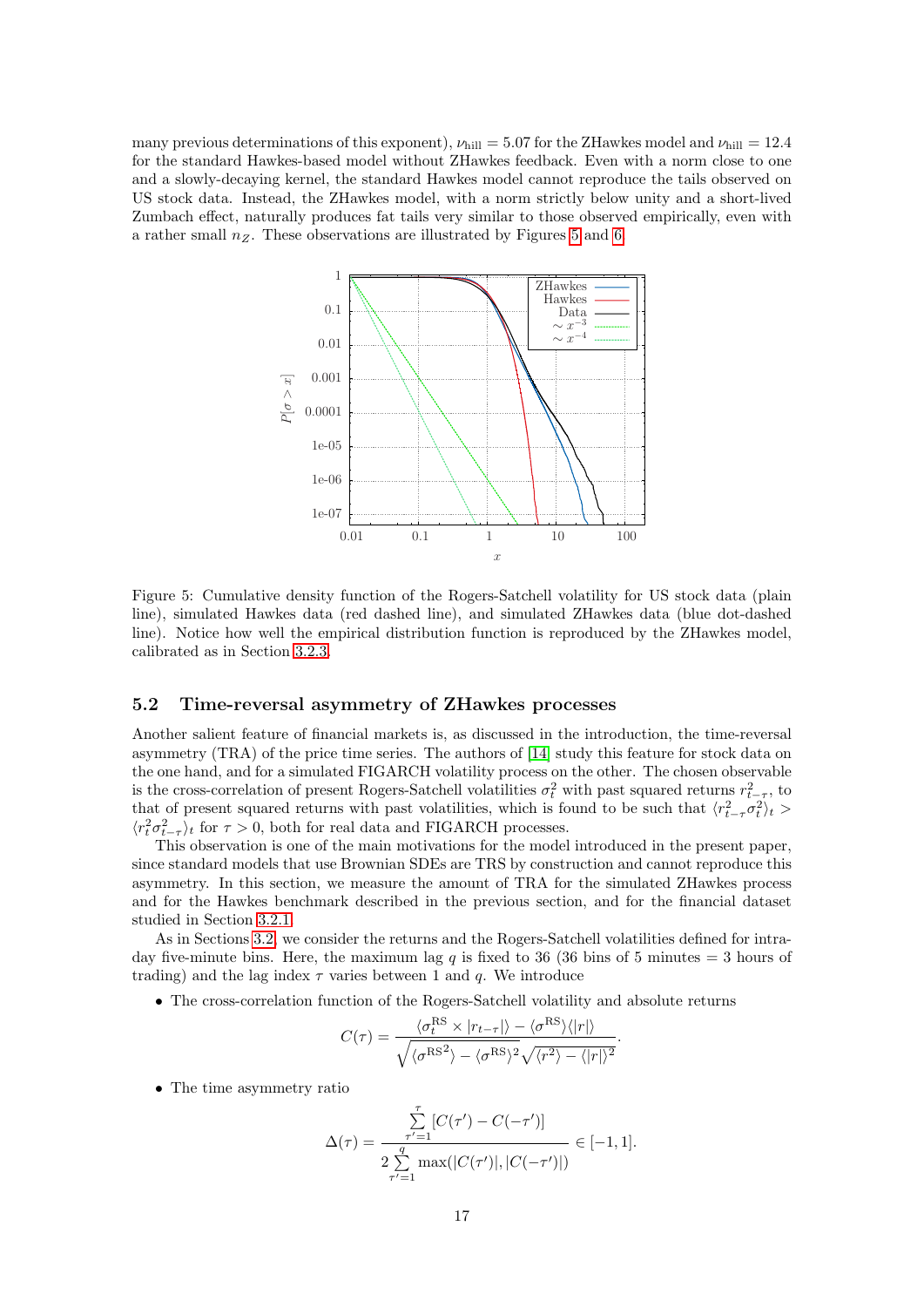many previous determinations of this exponent), $\nu_{\text{hill}} = 5.07$ for the ZHawkes model and $\nu_{\text{hill}} = 12.4$ for the standard Hawkes-based model without ZHawkes feedback. Even with a norm close to one and a slowly-decaying kernel, the standard Hawkes model cannot reproduce the tails observed on US stock data. Instead, the ZHawkes model, with a norm strictly below unity and a short-lived Zumbach effect, naturally produces fat tails very similar to those observed empirically, even with a rather small $n_Z$. These observations are illustrated by Figures 5 and 6.

Figure 5: Cumulative density function of the Rogers-Satchell volatility for US stock data (plain line), simulated Hawkes data (red dashed line), and simulated ZHawkes data (blue dot-dashed line). Notice how well the empirical distribution function is reproduced by the ZHawkes model, calibrated as in Section 3.2.3.

## 5.2 Time-reversal asymmetry of ZHawkes processes

Another salient feature of financial markets is, as discussed in the introduction, the time-reversal asymmetry (TRA) of the price time series. The authors of [14] study this feature for stock data on the one hand, and for a simulated FIGARCH volatility process on the other. The chosen observable is the cross-correlation of present Rogers-Satchell volatilities $\sigma_t^2$ with past squared returns $r_{t-\tau}^2$, to that of present squared returns with past volatilities, which is found to be such that $\langle r_{t-\tau}^2 \sigma_t^2 \rangle_t > \langle r_t^2 \sigma_{t-\tau}^2 \rangle_t$ for $\tau > 0$, both for real data and FIGARCH processes.

This observation is one of the main motivations for the model introduced in the present paper, since standard models that use Brownian SDEs are TRS by construction and cannot reproduce this asymmetry. In this section, we measure the amount of TRA for the simulated ZHawkes process and for the Hawkes benchmark described in the previous section, and for the financial dataset studied in Section 3.2.1.

As in Sections 3.2, we consider the returns and the Rogers-Satchell volatilities defined for intraday five-minute bins. Here, the maximum lag $q$ is fixed to 36 (36 bins of 5 minutes = 3 hours of trading) and the lag index $\tau$ varies between 1 and $q$. We introduce

- The cross-correlation function of the Rogers-Satchell volatility and absolute returns

$$C(\tau) = \frac{\langle \sigma_t^{\text{RS}} \times |r_{t-\tau}| \rangle - \langle \sigma^{\text{RS}} \rangle \langle |r| \rangle}{\sqrt{\langle {\sigma^{\text{RS}}}^2 \rangle - \langle \sigma^{\text{RS}} \rangle^2} \sqrt{\langle r^2 \rangle - \langle |r| \rangle^2}}.$$

- The time asymmetry ratio

$$\Delta(\tau) = \frac{\sum_{\tau'=1}^{\tau} [C(\tau') - C(-\tau')]}{2 \sum_{\tau'=1}^{q} \max(|C(\tau')|, |C(-\tau')|)} \in [-1, 1].$$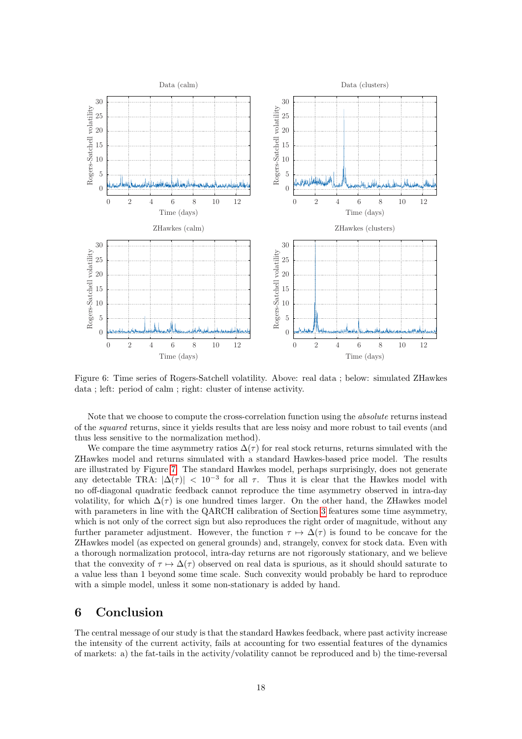Figure 6: Time series of Rogers-Satchell volatility. Above: real data ; below: simulated ZHawkes data ; left: period of calm ; right: cluster of intense activity.

Note that we choose to compute the cross-correlation function using the *absolute* returns instead of the *squared* returns, since it yields results that are less noisy and more robust to tail events (and thus less sensitive to the normalization method).

We compare the time asymmetry ratios $\Delta(\tau)$ for real stock returns, returns simulated with the ZHawkes model and returns simulated with a standard Hawkes-based price model. The results are illustrated by Figure 7. The standard Hawkes model, perhaps surprisingly, does not generate any detectable TRA: $|\Delta(\tau)| < 10^{-3}$ for all $\tau$. Thus it is clear that the Hawkes model with no off-diagonal quadratic feedback cannot reproduce the time asymmetry observed in intra-day volatility, for which $\Delta(\tau)$ is one hundred times larger. On the other hand, the ZHawkes model with parameters in line with the QARCH calibration of Section 3 features some time asymmetry, which is not only of the correct sign but also reproduces the right order of magnitude, without any further parameter adjustment. However, the function $\tau \mapsto \Delta(\tau)$ is found to be concave for the ZHawkes model (as expected on general grounds) and, strangely, convex for stock data. Even with a thorough normalization protocol, intra-day returns are not rigorously stationary, and we believe that the convexity of $\tau \mapsto \Delta(\tau)$ observed on real data is spurious, as it should should saturate to a value less than 1 beyond some time scale. Such convexity would probably be hard to reproduce with a simple model, unless it some non-stationary is added by hand.

# 6 Conclusion

The central message of our study is that the standard Hawkes feedback, where past activity increase the intensity of the current activity, fails at accounting for two essential features of the dynamics of markets: a) the fat-tails in the activity/volatility cannot be reproduced and b) the time-reversal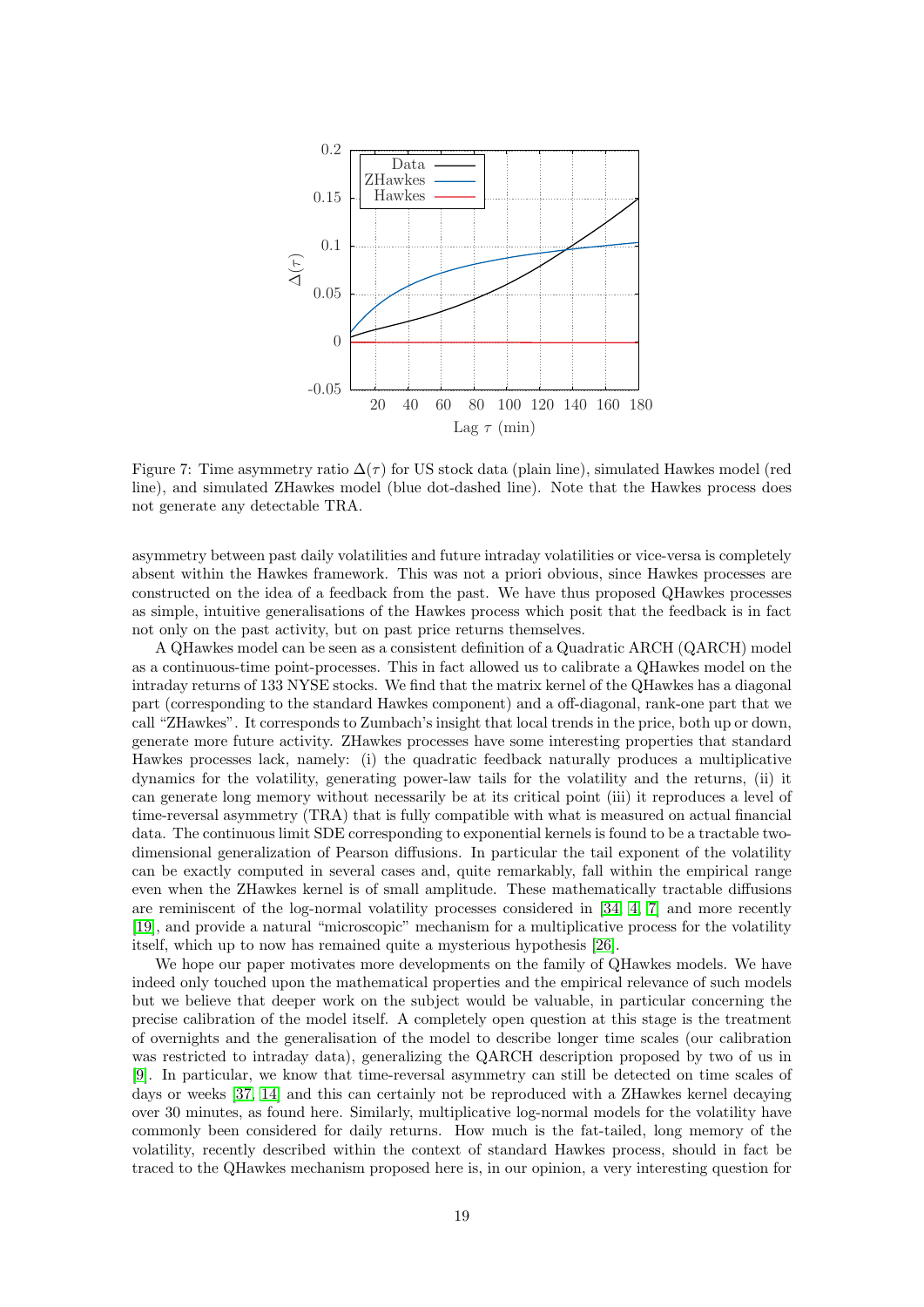Figure 7: Time asymmetry ratio $\Delta(\tau)$ for US stock data (plain line), simulated Hawkes model (red line), and simulated ZHawkes model (blue dot-dashed line). Note that the Hawkes process does not generate any detectable TRA.

asymmetry between past daily volatilities and future intraday volatilities or vice-versa is completely absent within the Hawkes framework. This was not a priori obvious, since Hawkes processes are constructed on the idea of a feedback from the past. We have thus proposed QHawkes processes as simple, intuitive generalisations of the Hawkes process which posit that the feedback is in fact not only on the past activity, but on past price returns themselves.

A QHawkes model can be seen as a consistent definition of a Quadratic ARCH (QARCH) model as a continuous-time point-processes. This in fact allowed us to calibrate a QHawkes model on the intraday returns of 133 NYSE stocks. We find that the matrix kernel of the QHawkes has a diagonal part (corresponding to the standard Hawkes component) and a off-diagonal, rank-one part that we call "ZHawkes". It corresponds to Zumbach's insight that local trends in the price, both up or down, generate more future activity. ZHawkes processes have some interesting properties that standard Hawkes processes lack, namely: (i) the quadratic feedback naturally produces a multiplicative dynamics for the volatility, generating power-law tails for the volatility and the returns, (ii) it can generate long memory without necessarily be at its critical point (iii) it reproduces a level of time-reversal asymmetry (TRA) that is fully compatible with what is measured on actual financial data. The continuous limit SDE corresponding to exponential kernels is found to be a tractable two-dimensional generalization of Pearson diffusions. In particular the tail exponent of the volatility can be exactly computed in several cases and, quite remarkably, fall within the empirical range even when the ZHawkes kernel is of small amplitude. These mathematically tractable diffusions are reminiscent of the log-normal volatility processes considered in [34, 4, 7] and more recently [19], and provide a natural "microscopic" mechanism for a multiplicative process for the volatility itself, which up to now has remained quite a mysterious hypothesis [26].

We hope our paper motivates more developments on the family of QHawkes models. We have indeed only touched upon the mathematical properties and the empirical relevance of such models but we believe that deeper work on the subject would be valuable, in particular concerning the precise calibration of the model itself. A completely open question at this stage is the treatment of overnights and the generalisation of the model to describe longer time scales (our calibration was restricted to intraday data), generalizing the QARCH description proposed by two of us in [9]. In particular, we know that time-reversal asymmetry can still be detected on time scales of days or weeks [37, 14] and this can certainly not be reproduced with a ZHawkes kernel decaying over 30 minutes, as found here. Similarly, multiplicative log-normal models for the volatility have commonly been considered for daily returns. How much is the fat-tailed, long memory of the volatility, recently described within the context of standard Hawkes process, should in fact be traced to the QHawkes mechanism proposed here is, in our opinion, a very interesting question for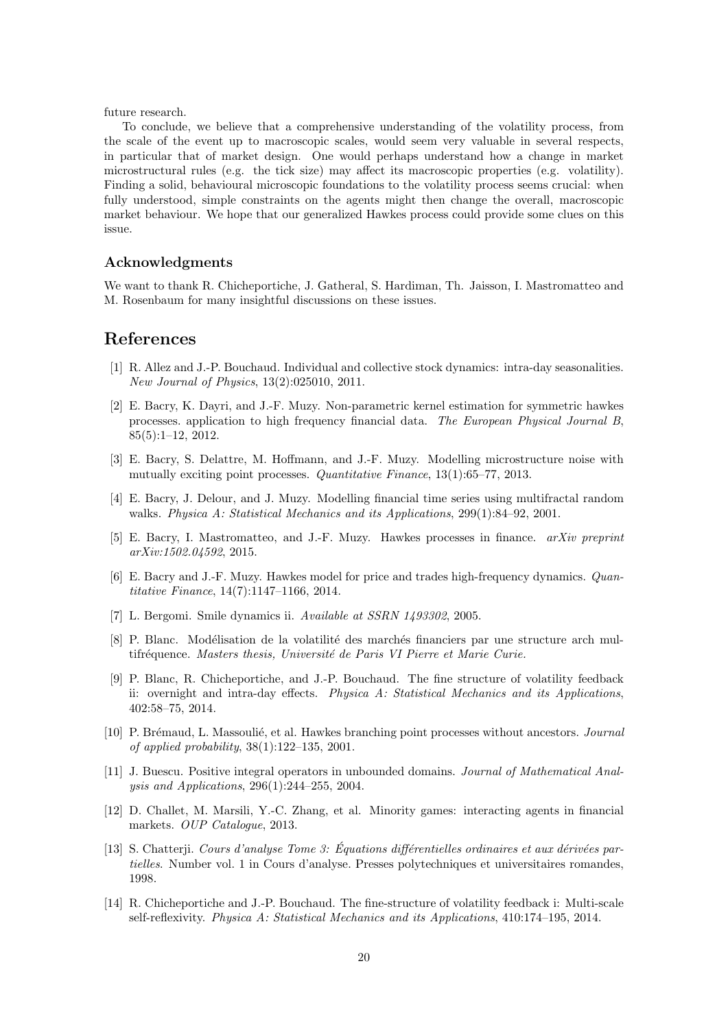future research.

To conclude, we believe that a comprehensive understanding of the volatility process, from the scale of the event up to macroscopic scales, would seem very valuable in several respects, in particular that of market design. One would perhaps understand how a change in market microstructural rules (e.g. the tick size) may affect its macroscopic properties (e.g. volatility). Finding a solid, behavioural microscopic foundations to the volatility process seems crucial: when fully understood, simple constraints on the agents might then change the overall, macroscopic market behaviour. We hope that our generalized Hawkes process could provide some clues on this issue.

### Acknowledgments

We want to thank R. Chicheportiche, J. Gatheral, S. Hardiman, Th. Jaisson, I. Mastromatteo and M. Rosenbaum for many insightful discussions on these issues.

## References

[1] R. Allez and J.-P. Bouchaud. Individual and collective stock dynamics: intra-day seasonalities. *New Journal of Physics*, 13(2):025010, 2011.

[2] E. Bacry, K. Dayri, and J.-F. Muzy. Non-parametric kernel estimation for symmetric hawkes processes. application to high frequency financial data. *The European Physical Journal B*, 85(5):1–12, 2012.

[3] E. Bacry, S. Delattre, M. Hoffmann, and J.-F. Muzy. Modelling microstructure noise with mutually exciting point processes. *Quantitative Finance*, 13(1):65–77, 2013.

[4] E. Bacry, J. Delour, and J. Muzy. Modelling financial time series using multifractal random walks. *Physica A: Statistical Mechanics and its Applications*, 299(1):84–92, 2001.

[5] E. Bacry, I. Mastromatteo, and J.-F. Muzy. Hawkes processes in finance. *arXiv preprint arXiv:1502.04592*, 2015.

[6] E. Bacry and J.-F. Muzy. Hawkes model for price and trades high-frequency dynamics. *Quantitative Finance*, 14(7):1147–1166, 2014.

[7] L. Bergomi. Smile dynamics ii. *Available at SSRN 1493302*, 2005.

[8] P. Blanc. Modélisation de la volatilité des marchés financiers par une structure arch multifréquence. *Masters thesis, Université de Paris VI Pierre et Marie Curie.*

[9] P. Blanc, R. Chicheportiche, and J.-P. Bouchaud. The fine structure of volatility feedback ii: overnight and intra-day effects. *Physica A: Statistical Mechanics and its Applications*, 402:58–75, 2014.

[10] P. Brémaud, L. Massoulié, et al. Hawkes branching point processes without ancestors. *Journal of applied probability*, 38(1):122–135, 2001.

[11] J. Buescu. Positive integral operators in unbounded domains. *Journal of Mathematical Analysis and Applications*, 296(1):244–255, 2004.

[12] D. Challet, M. Marsili, Y.-C. Zhang, et al. Minority games: interacting agents in financial markets. *OUP Catalogue*, 2013.

[13] S. Chatterji. *Cours d'analyse Tome 3: Équations différentielles ordinaires et aux dérivées partielles*. Number vol. 1 in Cours d'analyse. Presses polytechniques et universitaires romandes, 1998.

[14] R. Chicheportiche and J.-P. Bouchaud. The fine-structure of volatility feedback i: Multi-scale self-reflexivity. *Physica A: Statistical Mechanics and its Applications*, 410:174–195, 2014.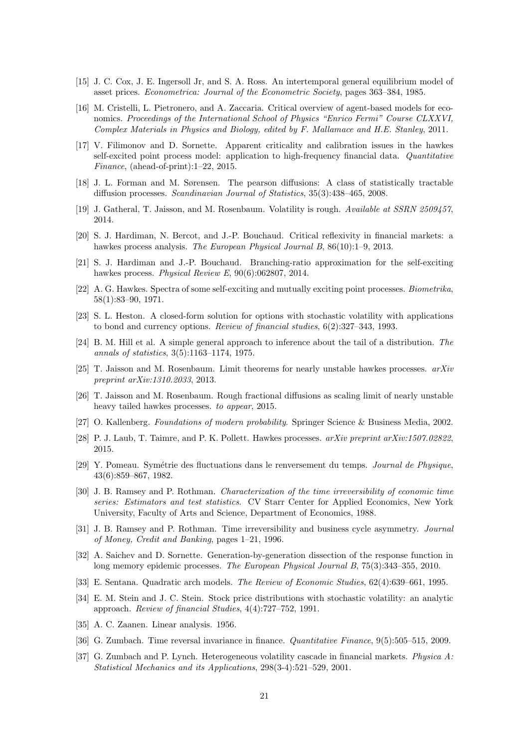[15] J. C. Cox, J. E. Ingersoll Jr, and S. A. Ross. An intertemporal general equilibrium model of asset prices. *Econometrica: Journal of the Econometric Society*, pages 363–384, 1985.

[16] M. Cristelli, L. Pietronero, and A. Zaccaria. Critical overview of agent-based models for economics. *Proceedings of the International School of Physics "Enrico Fermi" Course CLXXVI, Complex Materials in Physics and Biology, edited by F. Mallamace and H.E. Stanley*, 2011.

[17] V. Filimonov and D. Sornette. Apparent criticality and calibration issues in the hawkes self-excited point process model: application to high-frequency financial data. *Quantitative Finance*, (ahead-of-print):1–22, 2015.

[18] J. L. Forman and M. Sørensen. The pearson diffusions: A class of statistically tractable diffusion processes. *Scandinavian Journal of Statistics*, 35(3):438–465, 2008.

[19] J. Gatheral, T. Jaisson, and M. Rosenbaum. Volatility is rough. *Available at SSRN 2509457*, 2014.

[20] S. J. Hardiman, N. Bercot, and J.-P. Bouchaud. Critical reflexivity in financial markets: a hawkes process analysis. *The European Physical Journal B*, 86(10):1–9, 2013.

[21] S. J. Hardiman and J.-P. Bouchaud. Branching-ratio approximation for the self-exciting hawkes process. *Physical Review E*, 90(6):062807, 2014.

[22] A. G. Hawkes. Spectra of some self-exciting and mutually exciting point processes. *Biometrika*, 58(1):83–90, 1971.

[23] S. L. Heston. A closed-form solution for options with stochastic volatility with applications to bond and currency options. *Review of financial studies*, 6(2):327–343, 1993.

[24] B. M. Hill et al. A simple general approach to inference about the tail of a distribution. *The annals of statistics*, 3(5):1163–1174, 1975.

[25] T. Jaisson and M. Rosenbaum. Limit theorems for nearly unstable hawkes processes. *arXiv preprint arXiv:1310.2033*, 2013.

[26] T. Jaisson and M. Rosenbaum. Rough fractional diffusions as scaling limit of nearly unstable heavy tailed hawkes processes. *to appear*, 2015.

[27] O. Kallenberg. *Foundations of modern probability*. Springer Science & Business Media, 2002.

[28] P. J. Laub, T. Taimre, and P. K. Pollett. Hawkes processes. *arXiv preprint arXiv:1507.02822*, 2015.

[29] Y. Pomeau. Symétrie des fluctuations dans le renversement du temps. *Journal de Physique*, 43(6):859–867, 1982.

[30] J. B. Ramsey and P. Rothman. *Characterization of the time irreversibility of economic time series: Estimators and test statistics*. CV Starr Center for Applied Economics, New York University, Faculty of Arts and Science, Department of Economics, 1988.

[31] J. B. Ramsey and P. Rothman. Time irreversibility and business cycle asymmetry. *Journal of Money, Credit and Banking*, pages 1–21, 1996.

[32] A. Saichev and D. Sornette. Generation-by-generation dissection of the response function in long memory epidemic processes. *The European Physical Journal B*, 75(3):343–355, 2010.

[33] E. Sentana. Quadratic arch models. *The Review of Economic Studies*, 62(4):639–661, 1995.

[34] E. M. Stein and J. C. Stein. Stock price distributions with stochastic volatility: an analytic approach. *Review of financial Studies*, 4(4):727–752, 1991.

[35] A. C. Zaanen. Linear analysis. 1956.

[36] G. Zumbach. Time reversal invariance in finance. *Quantitative Finance*, 9(5):505–515, 2009.

[37] G. Zumbach and P. Lynch. Heterogeneous volatility cascade in financial markets. *Physica A: Statistical Mechanics and its Applications*, 298(3-4):521–529, 2001.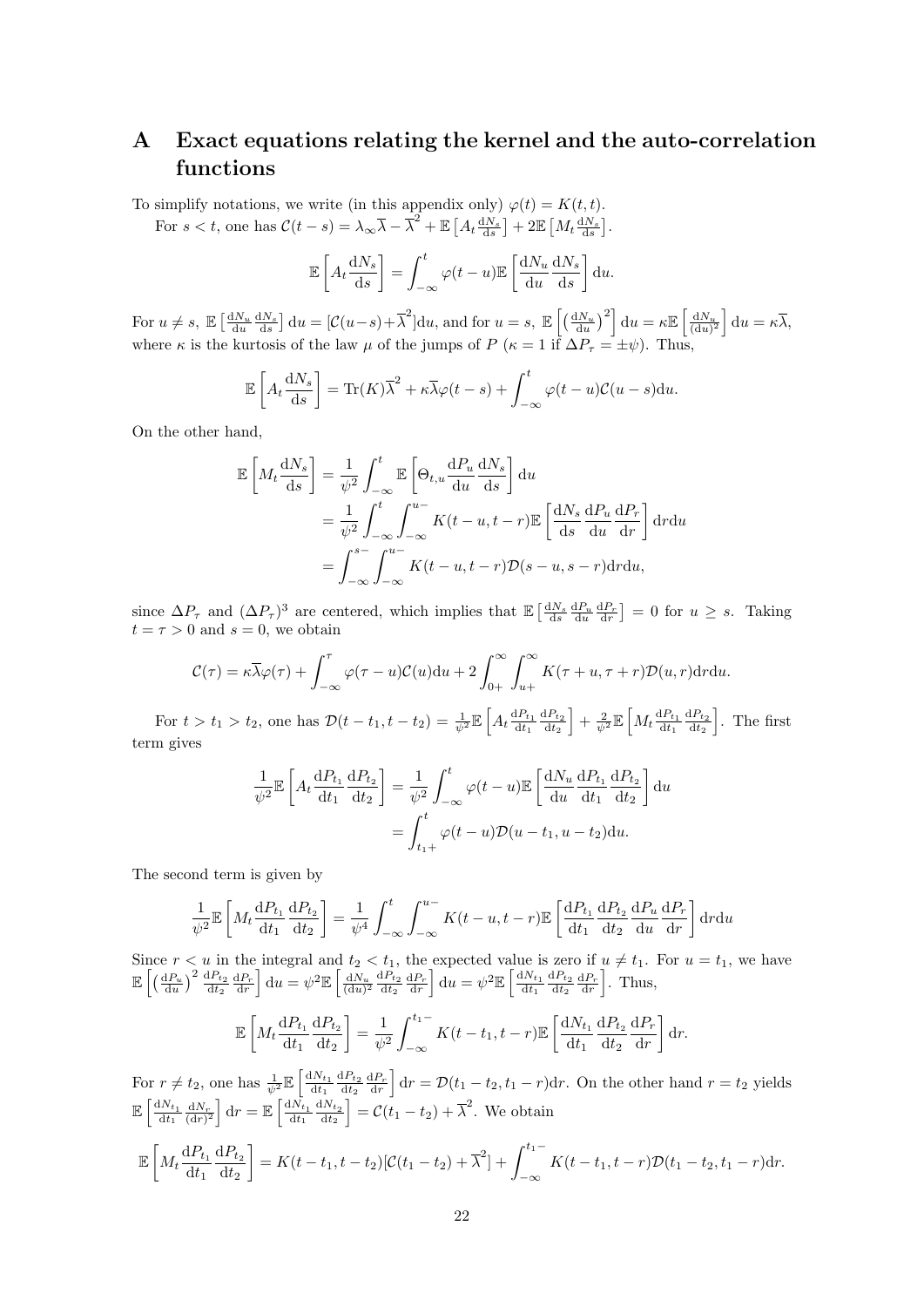# A Exact equations relating the kernel and the auto-correlation functions

To simplify notations, we write (in this appendix only) $\varphi(t) = K(t,t)$.

For $s < t$, one has $\mathcal{C}(t-s) = \lambda_\infty \overline{\lambda} - \overline{\lambda}^2 + \mathbb{E}\left[A_t \frac{\mathrm{d}N_s}{\mathrm{d}s}\right] + 2\mathbb{E}\left[M_t \frac{\mathrm{d}N_s}{\mathrm{d}s}\right]$.

$$\mathbb{E}\left[A_t \frac{\mathrm{d}N_s}{\mathrm{d}s}\right] = \int_{-\infty}^{t} \varphi(t-u)\mathbb{E}\left[\frac{\mathrm{d}N_u}{\mathrm{d}u}\frac{\mathrm{d}N_s}{\mathrm{d}s}\right]\mathrm{d}u.$$

For $u \neq s$, $\mathbb{E}\left[\frac{\mathrm{d}N_u}{\mathrm{d}u}\frac{\mathrm{d}N_s}{\mathrm{d}s}\right]\mathrm{d}u = [\mathcal{C}(u-s)+\overline{\lambda}^2]\mathrm{d}u$, and for $u = s$, $\mathbb{E}\left[\left(\frac{\mathrm{d}N_u}{\mathrm{d}u}\right)^2\right]\mathrm{d}u = \kappa\mathbb{E}\left[\frac{\mathrm{d}N_u}{(\mathrm{d}u)^2}\right]\mathrm{d}u = \kappa\overline{\lambda}$, where $\kappa$ is the kurtosis of the law $\mu$ of the jumps of $P$ ($\kappa = 1$ if $\Delta P_\tau = \pm\psi$). Thus,

$$\mathbb{E}\left[A_t \frac{\mathrm{d}N_s}{\mathrm{d}s}\right] = \mathrm{Tr}(K)\overline{\lambda}^2 + \kappa\overline{\lambda}\varphi(t-s) + \int_{-\infty}^{t} \varphi(t-u)\mathcal{C}(u-s)\mathrm{d}u.$$

On the other hand,

$$\begin{aligned}
\mathbb{E}\left[M_t \frac{\mathrm{d}N_s}{\mathrm{d}s}\right] &= \frac{1}{\psi^2}\int_{-\infty}^{t} \mathbb{E}\left[\Theta_{t,u}\frac{\mathrm{d}P_u}{\mathrm{d}u}\frac{\mathrm{d}N_s}{\mathrm{d}s}\right]\mathrm{d}u \\
&= \frac{1}{\psi^2}\int_{-\infty}^{t}\int_{-\infty}^{u-} K(t-u,t-r)\mathbb{E}\left[\frac{\mathrm{d}N_s}{\mathrm{d}s}\frac{\mathrm{d}P_u}{\mathrm{d}u}\frac{\mathrm{d}P_r}{\mathrm{d}r}\right]\mathrm{d}r\mathrm{d}u \\
&= \int_{-\infty}^{s-}\int_{-\infty}^{u-} K(t-u,t-r)\mathcal{D}(s-u,s-r)\mathrm{d}r\mathrm{d}u,
\end{aligned}$$

since $\Delta P_\tau$ and $(\Delta P_\tau)^3$ are centered, which implies that $\mathbb{E}\left[\frac{\mathrm{d}N_s}{\mathrm{d}s}\frac{\mathrm{d}P_u}{\mathrm{d}u}\frac{\mathrm{d}P_r}{\mathrm{d}r}\right] = 0$ for $u \geq s$. Taking $t = \tau > 0$ and $s = 0$, we obtain

$$\mathcal{C}(\tau) = \kappa\overline{\lambda}\varphi(\tau) + \int_{-\infty}^{\tau} \varphi(\tau-u)\mathcal{C}(u)\mathrm{d}u + 2\int_{0+}^{\infty}\int_{u+}^{\infty} K(\tau+u,\tau+r)\mathcal{D}(u,r)\mathrm{d}r\mathrm{d}u.$$

For $t > t_1 > t_2$, one has $\mathcal{D}(t-t_1,t-t_2) = \frac{1}{\psi^2}\mathbb{E}\left[A_t\frac{\mathrm{d}P_{t_1}}{\mathrm{d}t_1}\frac{\mathrm{d}P_{t_2}}{\mathrm{d}t_2}\right] + \frac{2}{\psi^2}\mathbb{E}\left[M_t\frac{\mathrm{d}P_{t_1}}{\mathrm{d}t_1}\frac{\mathrm{d}P_{t_2}}{\mathrm{d}t_2}\right]$. The first term gives

$$\begin{aligned}
\frac{1}{\psi^2}\mathbb{E}\left[A_t\frac{\mathrm{d}P_{t_1}}{\mathrm{d}t_1}\frac{\mathrm{d}P_{t_2}}{\mathrm{d}t_2}\right] &= \frac{1}{\psi^2}\int_{-\infty}^{t}\varphi(t-u)\mathbb{E}\left[\frac{\mathrm{d}N_u}{\mathrm{d}u}\frac{\mathrm{d}P_{t_1}}{\mathrm{d}t_1}\frac{\mathrm{d}P_{t_2}}{\mathrm{d}t_2}\right]\mathrm{d}u \\
&= \int_{t_1+}^{t}\varphi(t-u)\mathcal{D}(u-t_1,u-t_2)\mathrm{d}u.
\end{aligned}$$

The second term is given by

$$\frac{1}{\psi^2}\mathbb{E}\left[M_t\frac{\mathrm{d}P_{t_1}}{\mathrm{d}t_1}\frac{\mathrm{d}P_{t_2}}{\mathrm{d}t_2}\right] = \frac{1}{\psi^4}\int_{-\infty}^{t}\int_{-\infty}^{u-}K(t-u,t-r)\mathbb{E}\left[\frac{\mathrm{d}P_{t_1}}{\mathrm{d}t_1}\frac{\mathrm{d}P_{t_2}}{\mathrm{d}t_2}\frac{\mathrm{d}P_u}{\mathrm{d}u}\frac{\mathrm{d}P_r}{\mathrm{d}r}\right]\mathrm{d}r\mathrm{d}u$$

Since $r < u$ in the integral and $t_2 < t_1$, the expected value is zero if $u \neq t_1$. For $u = t_1$, we have $\mathbb{E}\left[\left(\frac{\mathrm{d}P_u}{\mathrm{d}u}\right)^2\frac{\mathrm{d}P_{t_2}}{\mathrm{d}t_2}\frac{\mathrm{d}P_r}{\mathrm{d}r}\right]\mathrm{d}u = \psi^2\mathbb{E}\left[\frac{\mathrm{d}N_u}{(\mathrm{d}u)^2}\frac{\mathrm{d}P_{t_2}}{\mathrm{d}t_2}\frac{\mathrm{d}P_r}{\mathrm{d}r}\right]\mathrm{d}u = \psi^2\mathbb{E}\left[\frac{\mathrm{d}N_{t_1}}{\mathrm{d}t_1}\frac{\mathrm{d}P_{t_2}}{\mathrm{d}t_2}\frac{\mathrm{d}P_r}{\mathrm{d}r}\right]$. Thus,

$$\mathbb{E}\left[M_t\frac{\mathrm{d}P_{t_1}}{\mathrm{d}t_1}\frac{\mathrm{d}P_{t_2}}{\mathrm{d}t_2}\right] = \frac{1}{\psi^2}\int_{-\infty}^{t_1-}K(t-t_1,t-r)\mathbb{E}\left[\frac{\mathrm{d}N_{t_1}}{\mathrm{d}t_1}\frac{\mathrm{d}P_{t_2}}{\mathrm{d}t_2}\frac{\mathrm{d}P_r}{\mathrm{d}r}\right]\mathrm{d}r.$$

For $r \neq t_2$, one has $\frac{1}{\psi^2}\mathbb{E}\left[\frac{\mathrm{d}N_{t_1}}{\mathrm{d}t_1}\frac{\mathrm{d}P_{t_2}}{\mathrm{d}t_2}\frac{\mathrm{d}P_r}{\mathrm{d}r}\right]\mathrm{d}r = \mathcal{D}(t_1-t_2,t_1-r)\mathrm{d}r$. On the other hand $r = t_2$ yields $\mathbb{E}\left[\frac{\mathrm{d}N_{t_1}}{\mathrm{d}t_1}\frac{\mathrm{d}N_r}{(\mathrm{d}r)^2}\right]\mathrm{d}r = \mathbb{E}\left[\frac{\mathrm{d}N_{t_1}}{\mathrm{d}t_1}\frac{\mathrm{d}N_{t_2}}{\mathrm{d}t_2}\right] = \mathcal{C}(t_1-t_2)+\overline{\lambda}^2$. We obtain

$$\mathbb{E}\left[M_t\frac{\mathrm{d}P_{t_1}}{\mathrm{d}t_1}\frac{\mathrm{d}P_{t_2}}{\mathrm{d}t_2}\right] = K(t-t_1,t-t_2)[\mathcal{C}(t_1-t_2)+\overline{\lambda}^2] + \int_{-\infty}^{t_1-}K(t-t_1,t-r)\mathcal{D}(t_1-t_2,t_1-r)\mathrm{d}r.$$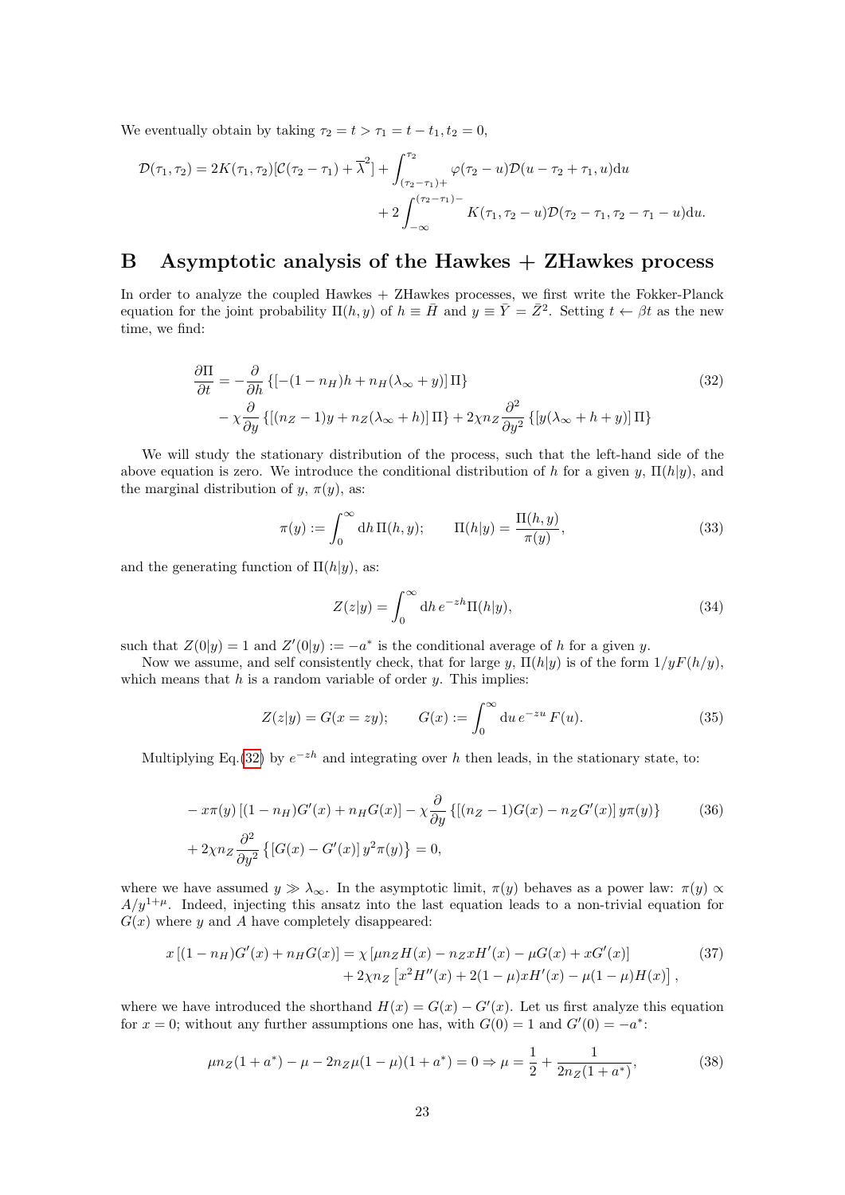We eventually obtain by taking $\tau_2 = t > \tau_1 = t - t_1, t_2 = 0$,

$$
\mathcal{D}(\tau_1, \tau_2) = 2K(\tau_1, \tau_2)[\mathcal{C}(\tau_2 - \tau_1) + \overline{\lambda}^2] + \int_{(\tau_2-\tau_1)+}^{\tau_2} \varphi(\tau_2 - u)\mathcal{D}(u - \tau_2 + \tau_1, u)\mathrm{d}u
+ 2\int_{-\infty}^{(\tau_2-\tau_1)-} K(\tau_1, \tau_2 - u)\mathcal{D}(\tau_2 - \tau_1, \tau_2 - \tau_1 - u)\mathrm{d}u.
$$

# B Asymptotic analysis of the Hawkes + ZHawkes process

In order to analyze the coupled Hawkes + ZHawkes processes, we first write the Fokker-Planck equation for the joint probability $\Pi(h, y)$ of $h \equiv \bar{H}$ and $y \equiv \bar{Y} = \bar{Z}^2$. Setting $t \leftarrow \beta t$ as the new time, we find:

$$
\begin{aligned}
\frac{\partial \Pi}{\partial t} = &-\frac{\partial}{\partial h}\left\{[-(1-n_H)h + n_H(\lambda_\infty + y)]\,\Pi\right\} \\
&- \chi\frac{\partial}{\partial y}\left\{[(n_Z - 1)y + n_Z(\lambda_\infty + h)]\,\Pi\right\} + 2\chi n_Z \frac{\partial^2}{\partial y^2}\left\{[y(\lambda_\infty + h + y)]\,\Pi\right\}
\end{aligned}
\tag{32}
$$

We will study the stationary distribution of the process, such that the left-hand side of the above equation is zero. We introduce the conditional distribution of $h$ for a given $y$, $\Pi(h|y)$, and the marginal distribution of $y$, $\pi(y)$, as:

$$
\pi(y) := \int_0^\infty \mathrm{d}h\, \Pi(h, y); \qquad \Pi(h|y) = \frac{\Pi(h, y)}{\pi(y)},
\tag{33}
$$

and the generating function of $\Pi(h|y)$, as:

$$
Z(z|y) = \int_0^\infty \mathrm{d}h\, e^{-zh}\Pi(h|y),
\tag{34}
$$

such that $Z(0|y) = 1$ and $Z'(0|y) := -a^*$ is the conditional average of $h$ for a given $y$.

Now we assume, and self consistently check, that for large $y$, $\Pi(h|y)$ is of the form $1/yF(h/y)$, which means that $h$ is a random variable of order $y$. This implies:

$$
Z(z|y) = G(x = zy); \qquad G(x) := \int_0^\infty \mathrm{d}u\, e^{-zu}\, F(u).
\tag{35}
$$

Multiplying Eq.(32) by $e^{-zh}$ and integrating over $h$ then leads, in the stationary state, to:

$$
\begin{aligned}
&-x\pi(y)\left[(1-n_H)G'(x) + n_H G(x)\right] - \chi\frac{\partial}{\partial y}\left\{\left[(n_Z - 1)G(x) - n_Z G'(x)\right] y\pi(y)\right\} \\
&+ 2\chi n_Z \frac{\partial^2}{\partial y^2}\left\{\left[G(x) - G'(x)\right] y^2 \pi(y)\right\} = 0,
\end{aligned}
\tag{36}
$$

where we have assumed $y \gg \lambda_\infty$. In the asymptotic limit, $\pi(y)$ behaves as a power law: $\pi(y) \propto A/y^{1+\mu}$. Indeed, injecting this ansatz into the last equation leads to a non-trivial equation for $G(x)$ where $y$ and $A$ have completely disappeared:

$$
\begin{aligned}
x\left[(1-n_H)G'(x) + n_H G(x)\right] = &\ \chi\left[\mu n_Z H(x) - n_Z x H'(x) - \mu G(x) + xG'(x)\right] \\
&+ 2\chi n_Z\left[x^2 H''(x) + 2(1-\mu)xH'(x) - \mu(1-\mu)H(x)\right],
\end{aligned}
\tag{37}
$$

where we have introduced the shorthand $H(x) = G(x) - G'(x)$. Let us first analyze this equation for $x = 0$; without any further assumptions one has, with $G(0) = 1$ and $G'(0) = -a^*$:

$$
\mu n_Z(1 + a^*) - \mu - 2n_Z\mu(1-\mu)(1 + a^*) = 0 \Rightarrow \mu = \frac{1}{2} + \frac{1}{2n_Z(1 + a^*)},
\tag{38}
$$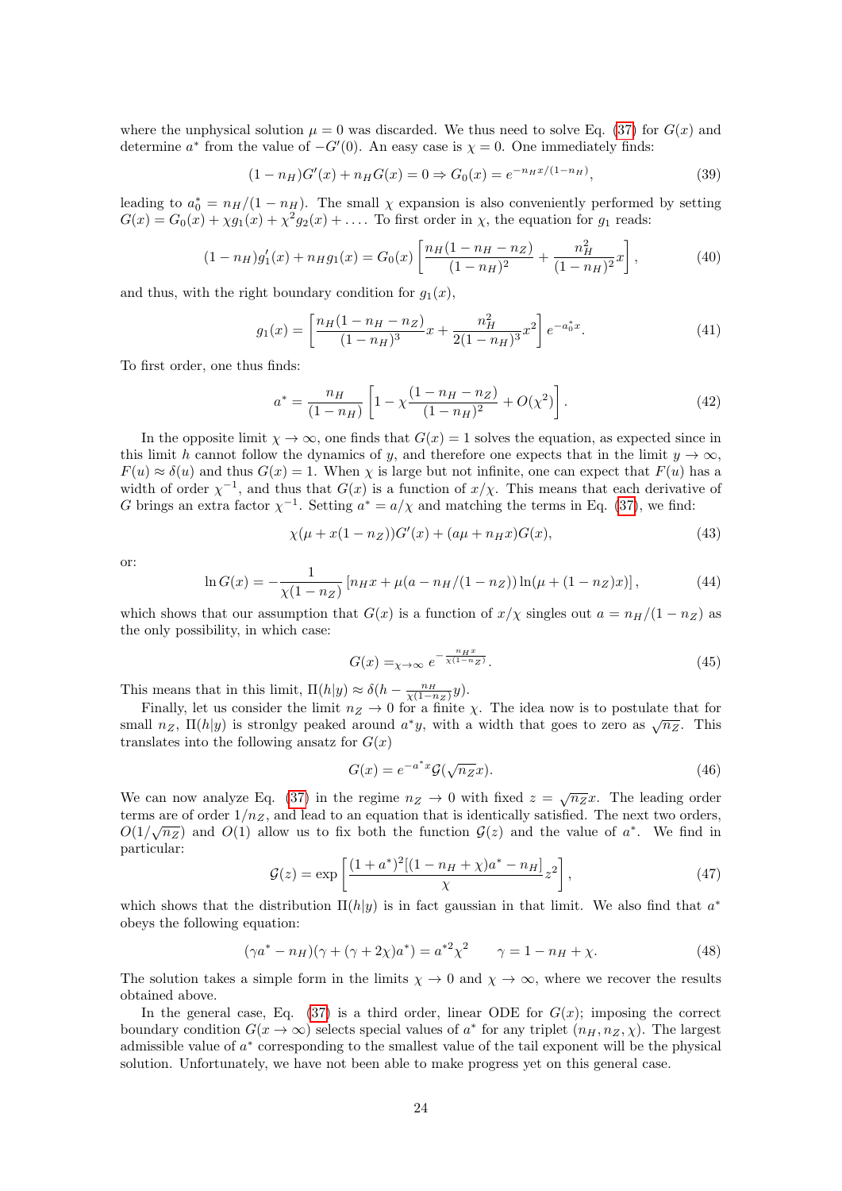where the unphysical solution $\mu = 0$ was discarded. We thus need to solve Eq. (37) for $G(x)$ and determine $a^*$ from the value of $-G'(0)$. An easy case is $\chi = 0$. One immediately finds:

$$(1 - n_H)G'(x) + n_H G(x) = 0 \Rightarrow G_0(x) = e^{-n_H x/(1-n_H)}, \tag{39}$$

leading to $a_0^* = n_H/(1 - n_H)$. The small $\chi$ expansion is also conveniently performed by setting $G(x) = G_0(x) + \chi g_1(x) + \chi^2 g_2(x) + \dots$. To first order in $\chi$, the equation for $g_1$ reads:

$$(1 - n_H)g_1'(x) + n_H g_1(x) = G_0(x) \left[ \frac{n_H(1 - n_H - n_Z)}{(1 - n_H)^2} + \frac{n_H^2}{(1 - n_H)^2} x \right], \tag{40}$$

and thus, with the right boundary condition for $g_1(x)$,

$$g_1(x) = \left[ \frac{n_H(1 - n_H - n_Z)}{(1 - n_H)^3} x + \frac{n_H^2}{2(1 - n_H)^3} x^2 \right] e^{-a_0^* x}. \tag{41}$$

To first order, one thus finds:

$$a^* = \frac{n_H}{(1 - n_H)} \left[ 1 - \chi \frac{(1 - n_H - n_Z)}{(1 - n_H)^2} + O(\chi^2) \right]. \tag{42}$$

In the opposite limit $\chi \to \infty$, one finds that $G(x) = 1$ solves the equation, as expected since in this limit $h$ cannot follow the dynamics of $y$, and therefore one expects that in the limit $y \to \infty$, $F(u) \approx \delta(u)$ and thus $G(x) = 1$. When $\chi$ is large but not infinite, one can expect that $F(u)$ has a width of order $\chi^{-1}$, and thus that $G(x)$ is a function of $x/\chi$. This means that each derivative of $G$ brings an extra factor $\chi^{-1}$. Setting $a^* = a/\chi$ and matching the terms in Eq. (37), we find:

$$\chi(\mu + x(1 - n_Z))G'(x) + (a\mu + n_H x)G(x), \tag{43}$$

or:

$$\ln G(x) = -\frac{1}{\chi(1 - n_Z)} \left[ n_H x + \mu(a - n_H/(1 - n_Z)) \ln(\mu + (1 - n_Z)x) \right], \tag{44}$$

which shows that our assumption that $G(x)$ is a function of $x/\chi$ singles out $a = n_H/(1 - n_Z)$ as the only possibility, in which case:

$$G(x) =_{\chi \to \infty} e^{-\frac{n_H x}{\chi(1-n_Z)}}. \tag{45}$$

This means that in this limit, $\Pi(h|y) \approx \delta(h - \frac{n_H}{\chi(1-n_Z)} y)$.

Finally, let us consider the limit $n_Z \to 0$ for a finite $\chi$. The idea now is to postulate that for small $n_Z$, $\Pi(h|y)$ is stronlgy peaked around $a^* y$, with a width that goes to zero as $\sqrt{n_Z}$. This translates into the following ansatz for $G(x)$

$$G(x) = e^{-a^* x} \mathcal{G}(\sqrt{n_Z} x). \tag{46}$$

We can now analyze Eq. (37) in the regime $n_Z \to 0$ with fixed $z = \sqrt{n_Z} x$. The leading order terms are of order $1/n_Z$, and lead to an equation that is identically satisfied. The next two orders, $O(1/\sqrt{n_Z})$ and $O(1)$ allow us to fix both the function $\mathcal{G}(z)$ and the value of $a^*$. We find in particular:

$$\mathcal{G}(z) = \exp \left[ \frac{(1 + a^*)^2 [(1 - n_H + \chi)a^* - n_H]}{\chi} z^2 \right], \tag{47}$$

which shows that the distribution $\Pi(h|y)$ is in fact gaussian in that limit. We also find that $a^*$ obeys the following equation:

$$(\gamma a^* - n_H)(\gamma + (\gamma + 2\chi)a^*) = a^{*2} \chi^2 \qquad \gamma = 1 - n_H + \chi. \tag{48}$$

The solution takes a simple form in the limits $\chi \to 0$ and $\chi \to \infty$, where we recover the results obtained above.

In the general case, Eq. (37) is a third order, linear ODE for $G(x)$; imposing the correct boundary condition $G(x \to \infty)$ selects special values of $a^*$ for any triplet $(n_H, n_Z, \chi)$. The largest admissible value of $a^*$ corresponding to the smallest value of the tail exponent will be the physical solution. Unfortunately, we have not been able to make progress yet on this general case.